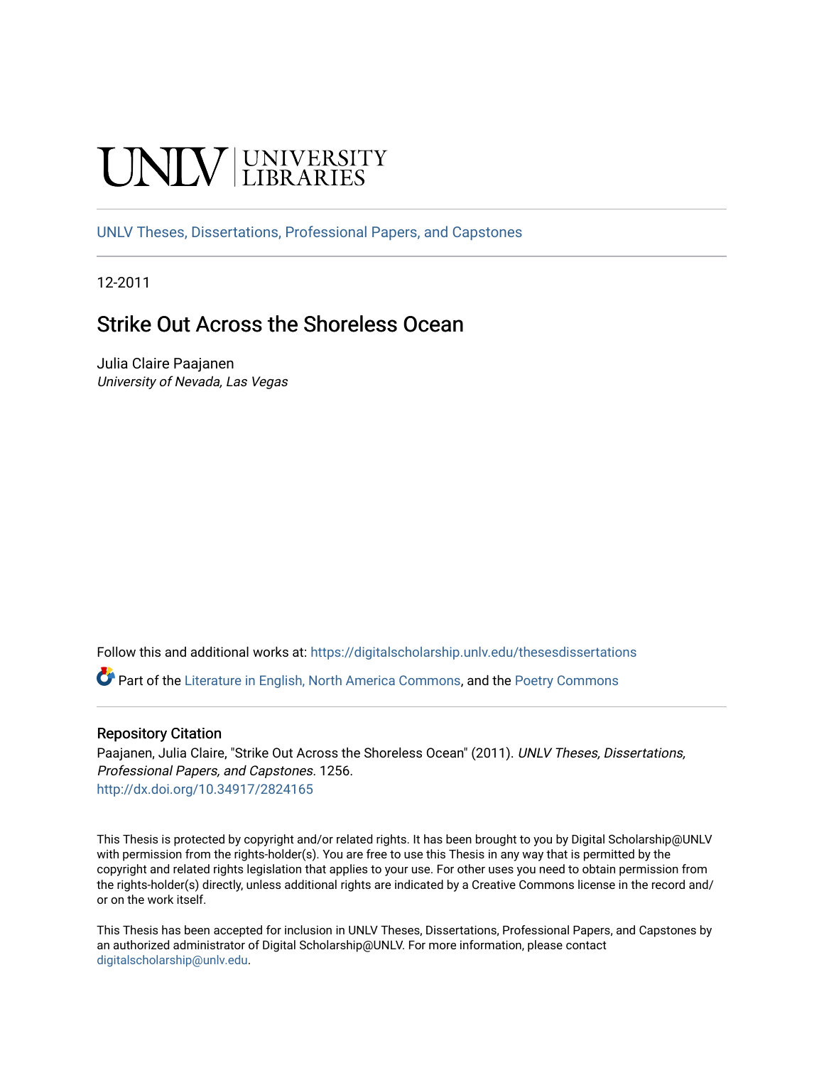UNLV | UNIVERSITY LIBRARIES

UNLV Theses, Dissertations, Professional Papers, and Capstones

12-2011

# Strike Out Across the Shoreless Ocean

Julia Claire Paajanen
*University of Nevada, Las Vegas*

Follow this and additional works at: https://digitalscholarship.unlv.edu/thesesdissertations

Part of the Literature in English, North America Commons, and the Poetry Commons

## Repository Citation

Paajanen, Julia Claire, "Strike Out Across the Shoreless Ocean" (2011). *UNLV Theses, Dissertations, Professional Papers, and Capstones*. 1256.
http://dx.doi.org/10.34917/2824165

This Thesis is protected by copyright and/or related rights. It has been brought to you by Digital Scholarship@UNLV with permission from the rights-holder(s). You are free to use this Thesis in any way that is permitted by the copyright and related rights legislation that applies to your use. For other uses you need to obtain permission from the rights-holder(s) directly, unless additional rights are indicated by a Creative Commons license in the record and/or on the work itself.

This Thesis has been accepted for inclusion in UNLV Theses, Dissertations, Professional Papers, and Capstones by an authorized administrator of Digital Scholarship@UNLV. For more information, please contact digitalscholarship@unlv.edu.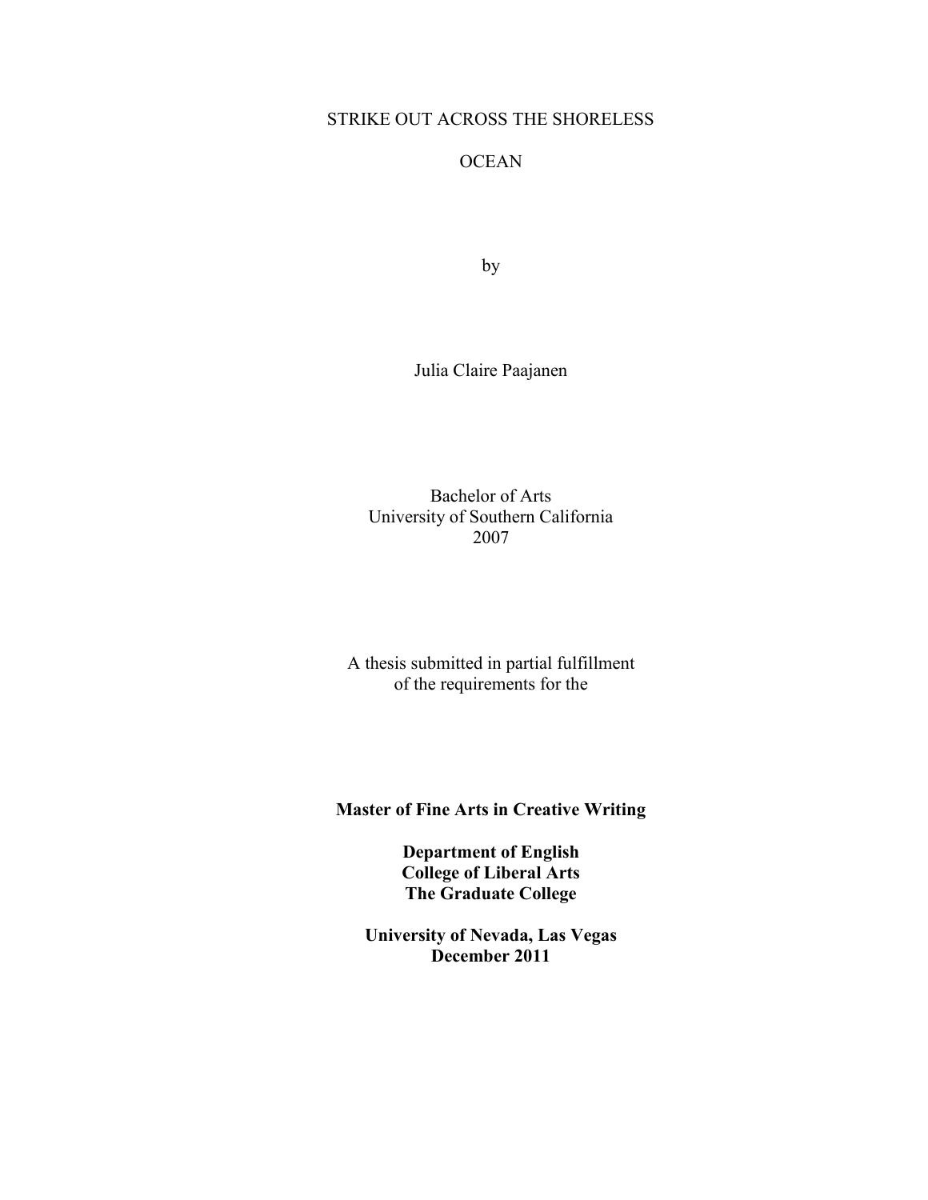STRIKE OUT ACROSS THE SHORELESS

OCEAN

by

Julia Claire Paajanen

Bachelor of Arts
University of Southern California
2007

A thesis submitted in partial fulfillment
of the requirements for the

**Master of Fine Arts in Creative Writing**

**Department of English**
**College of Liberal Arts**
**The Graduate College**

**University of Nevada, Las Vegas**
**December 2011**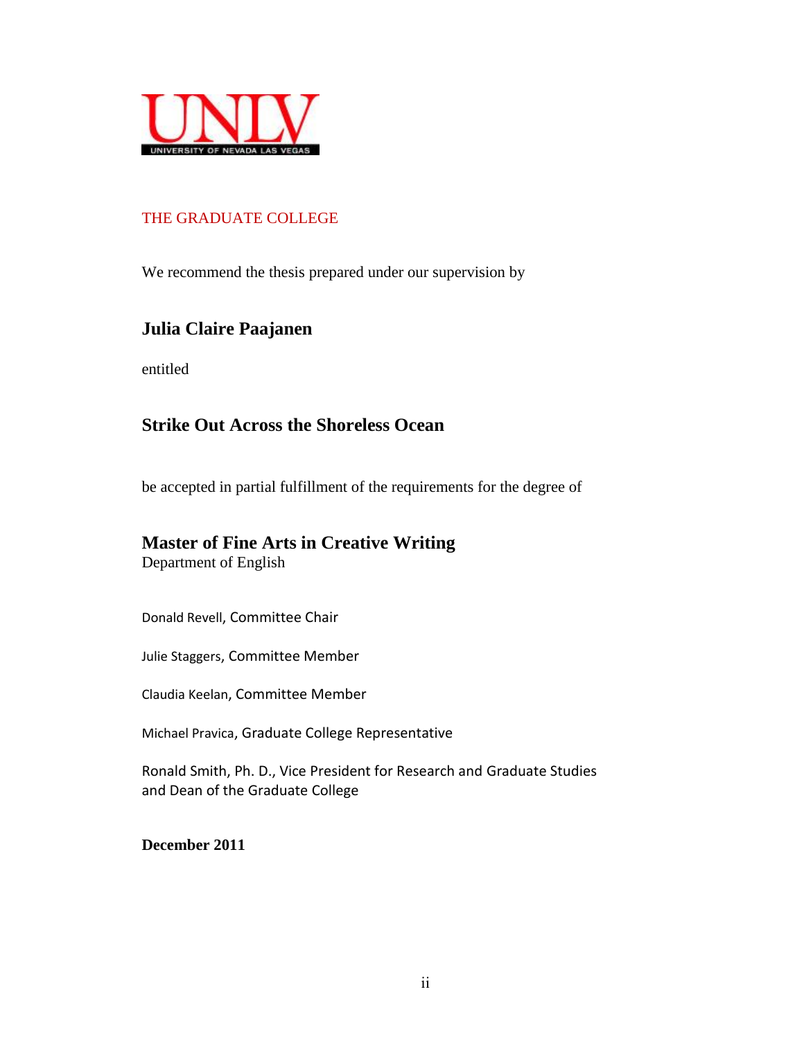UNLV
UNIVERSITY OF NEVADA LAS VEGAS

THE GRADUATE COLLEGE

We recommend the thesis prepared under our supervision by

**Julia Claire Paajanen**

entitled

**Strike Out Across the Shoreless Ocean**

be accepted in partial fulfillment of the requirements for the degree of

**Master of Fine Arts in Creative Writing**
Department of English

Donald Revell, Committee Chair

Julie Staggers, Committee Member

Claudia Keelan, Committee Member

Michael Pravica, Graduate College Representative

Ronald Smith, Ph. D., Vice President for Research and Graduate Studies and Dean of the Graduate College

**December 2011**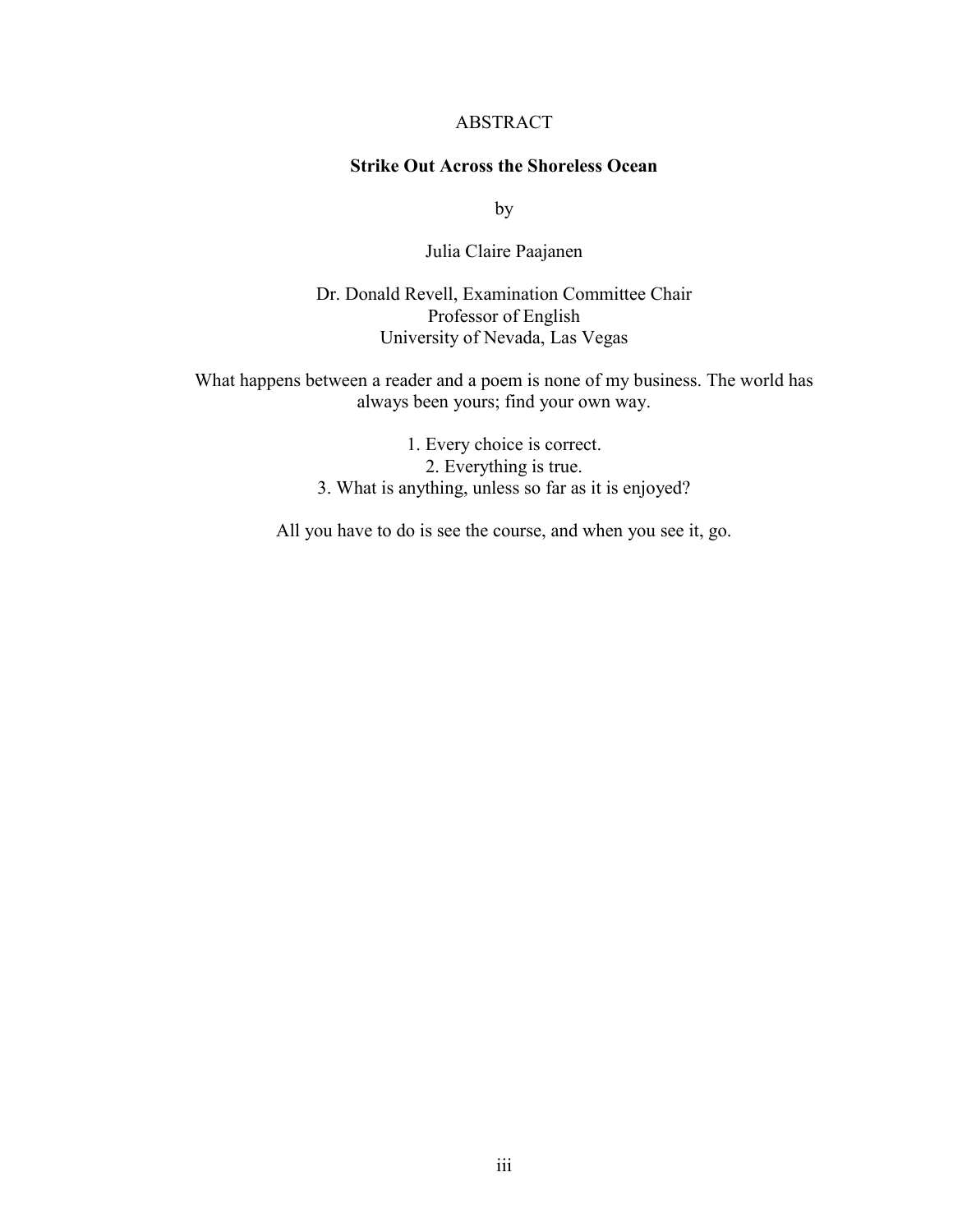# ABSTRACT

## Strike Out Across the Shoreless Ocean

by

Julia Claire Paajanen

Dr. Donald Revell, Examination Committee Chair
Professor of English
University of Nevada, Las Vegas

What happens between a reader and a poem is none of my business. The world has always been yours; find your own way.

1. Every choice is correct.
2. Everything is true.
3. What is anything, unless so far as it is enjoyed?

All you have to do is see the course, and when you see it, go.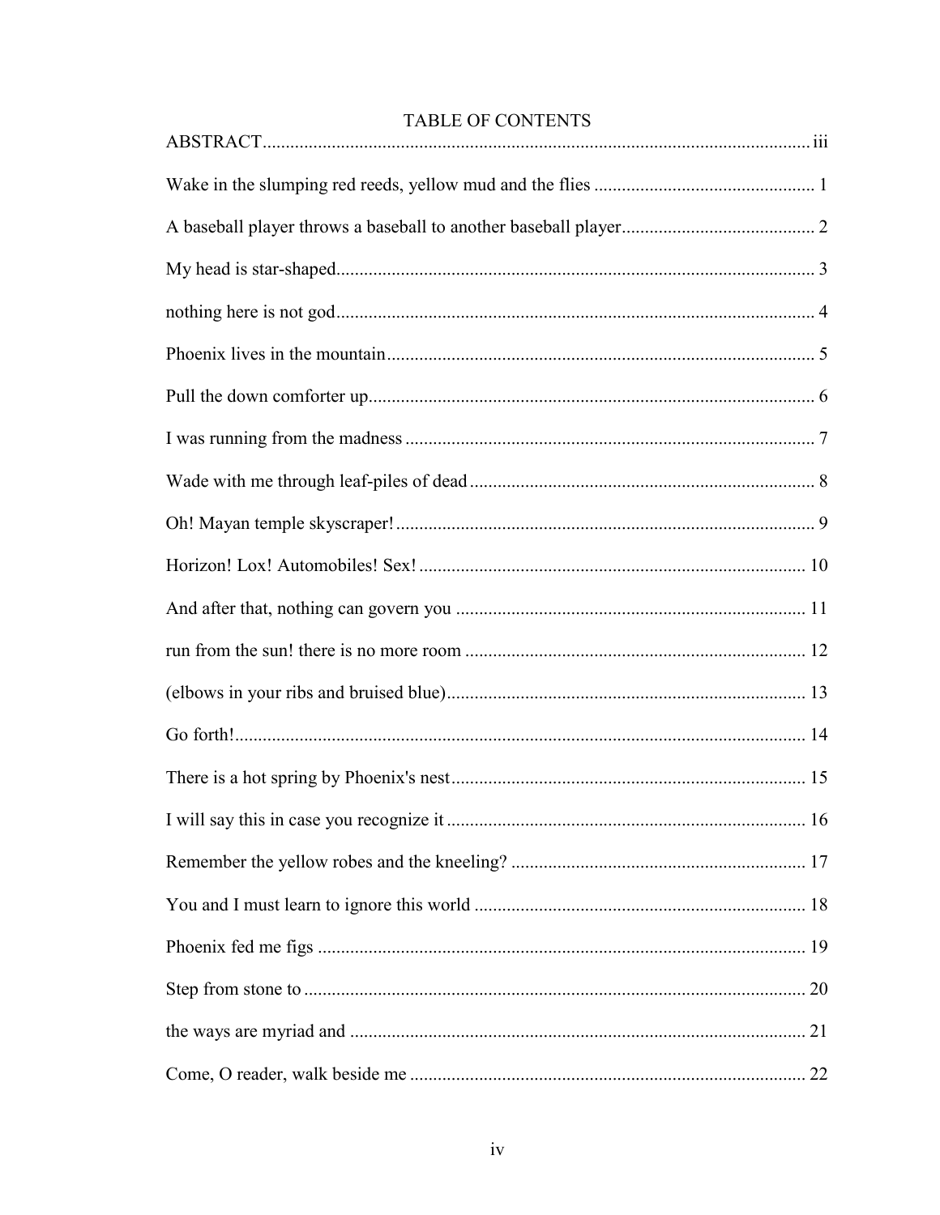# TABLE OF CONTENTS

ABSTRACT ..... iii

Wake in the slumping red reeds, yellow mud and the flies ..... 1

A baseball player throws a baseball to another baseball player ..... 2

My head is star-shaped ..... 3

nothing here is not god ..... 4

Phoenix lives in the mountain ..... 5

Pull the down comforter up ..... 6

I was running from the madness ..... 7

Wade with me through leaf-piles of dead ..... 8

Oh! Mayan temple skyscraper! ..... 9

Horizon! Lox! Automobiles! Sex! ..... 10

And after that, nothing can govern you ..... 11

run from the sun! there is no more room ..... 12

(elbows in your ribs and bruised blue) ..... 13

Go forth! ..... 14

There is a hot spring by Phoenix's nest ..... 15

I will say this in case you recognize it ..... 16

Remember the yellow robes and the kneeling? ..... 17

You and I must learn to ignore this world ..... 18

Phoenix fed me figs ..... 19

Step from stone to ..... 20

the ways are myriad and ..... 21

Come, O reader, walk beside me ..... 22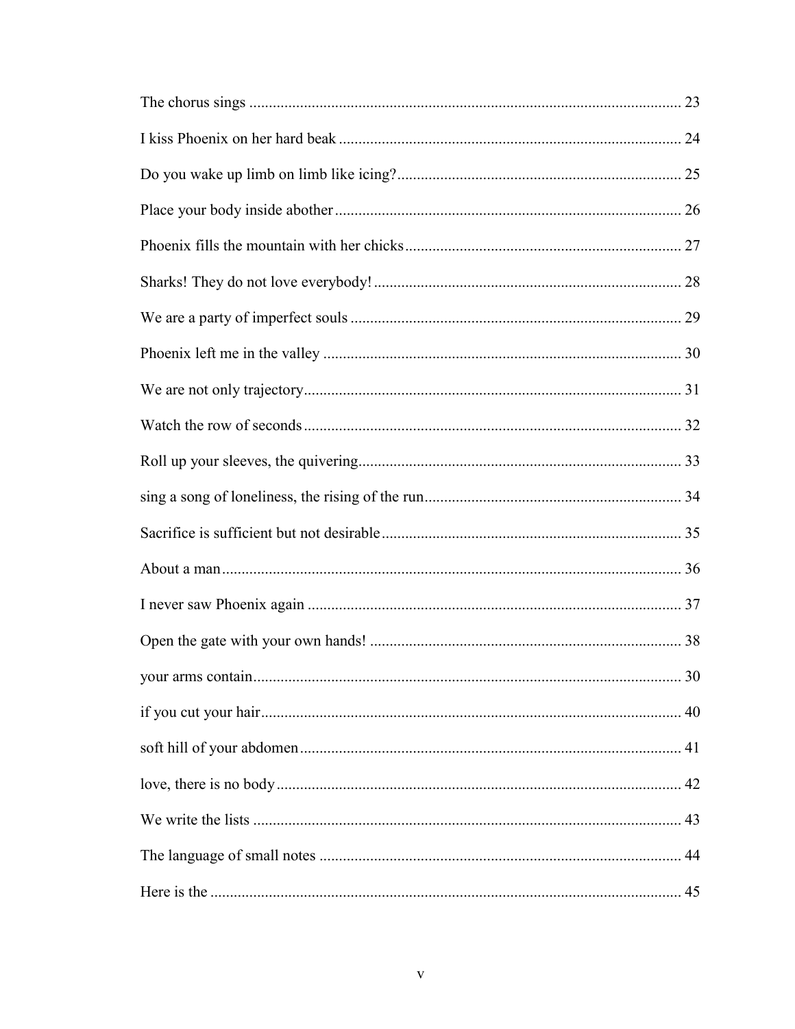The chorus sings ............................................................................................................ 23

I kiss Phoenix on her hard beak ...................................................................................... 24

Do you wake up limb on limb like icing? ....................................................................... 25

Place your body inside abother ........................................................................................ 26

Phoenix fills the mountain with her chicks ...................................................................... 27

Sharks! They do not love everybody! .............................................................................. 28

We are a party of imperfect souls .................................................................................... 29

Phoenix left me in the valley ........................................................................................... 30

We are not only trajectory ................................................................................................ 31

Watch the row of seconds ................................................................................................ 32

Roll up your sleeves, the quivering .................................................................................. 33

sing a song of loneliness, the rising of the run ................................................................. 34

Sacrifice is sufficient but not desirable ............................................................................ 35

About a man ..................................................................................................................... 36

I never saw Phoenix again ............................................................................................... 37

Open the gate with your own hands! ............................................................................... 38

your arms contain ............................................................................................................. 30

if you cut your hair ........................................................................................................... 40

soft hill of your abdomen ................................................................................................. 41

love, there is no body ....................................................................................................... 42

We write the lists ............................................................................................................. 43

The language of small notes ............................................................................................ 44

Here is the ........................................................................................................................ 45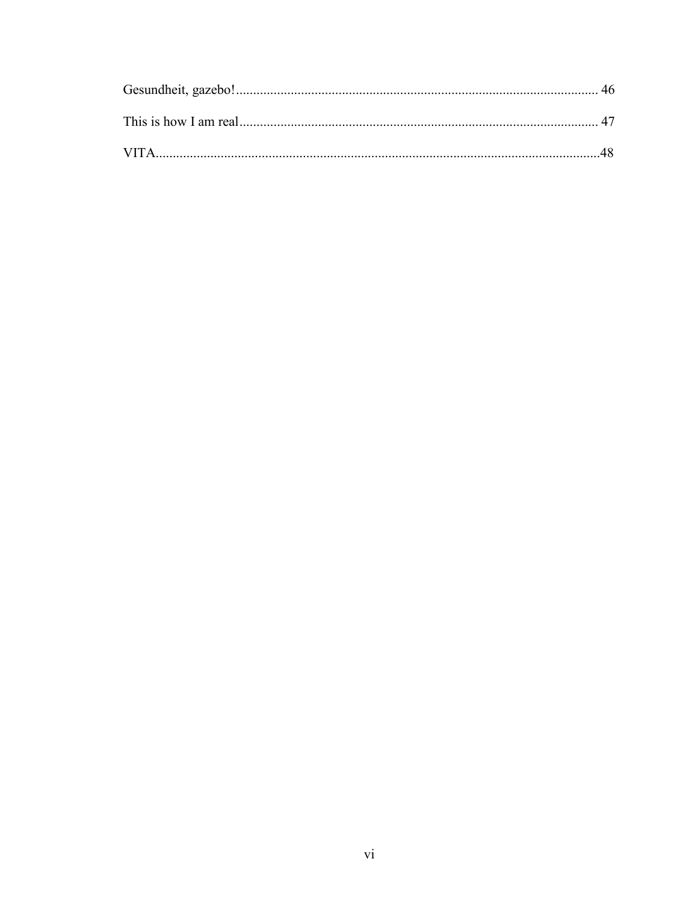Gesundheit, gazebo!........................................................................................................ 46

This is how I am real....................................................................................................... 47

VITA.................................................................................................................................48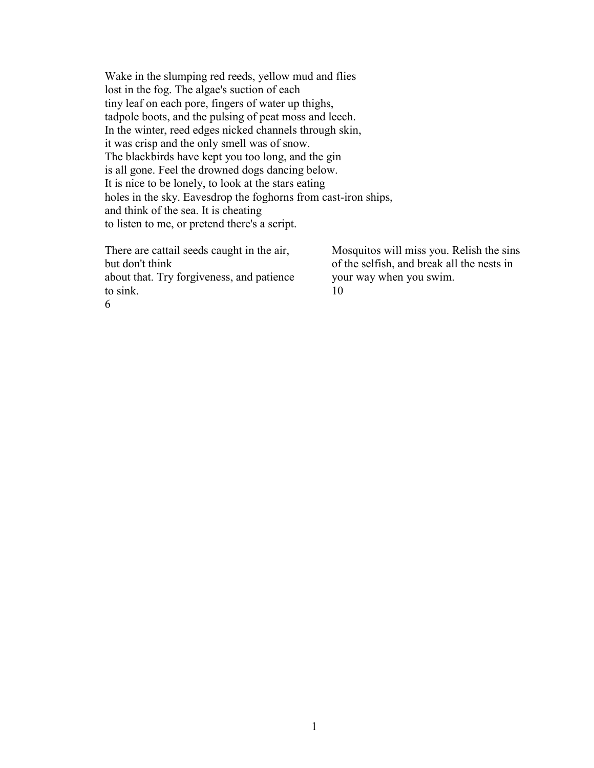Wake in the slumping red reeds, yellow mud and flies
lost in the fog. The algae's suction of each
tiny leaf on each pore, fingers of water up thighs,
tadpole boots, and the pulsing of peat moss and leech.
In the winter, reed edges nicked channels through skin,
it was crisp and the only smell was of snow.
The blackbirds have kept you too long, and the gin
is all gone. Feel the drowned dogs dancing below.
It is nice to be lonely, to look at the stars eating
holes in the sky. Eavesdrop the foghorns from cast-iron ships,
and think of the sea. It is cheating
to listen to me, or pretend there's a script.

There are cattail seeds caught in the air,
but don't think
about that. Try forgiveness, and patience
to sink.
6

Mosquitos will miss you. Relish the sins
of the selfish, and break all the nests in
your way when you swim.
10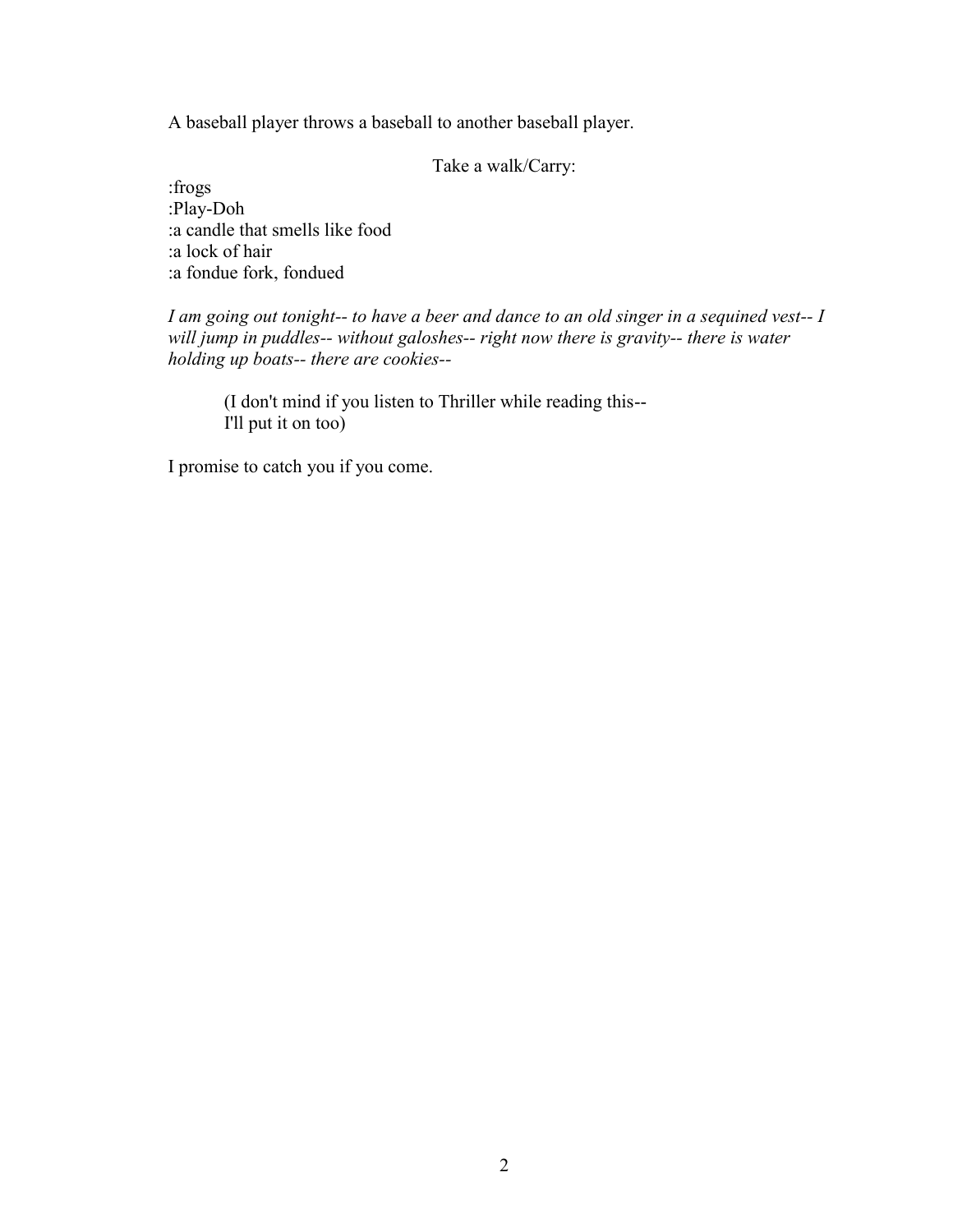A baseball player throws a baseball to another baseball player.

Take a walk/Carry:

:frogs
:Play-Doh
:a candle that smells like food
:a lock of hair
:a fondue fork, fondued

*I am going out tonight-- to have a beer and dance to an old singer in a sequined vest-- I will jump in puddles-- without galoshes-- right now there is gravity-- there is water holding up boats-- there are cookies--*

> (I don't mind if you listen to Thriller while reading this--
> I'll put it on too)

I promise to catch you if you come.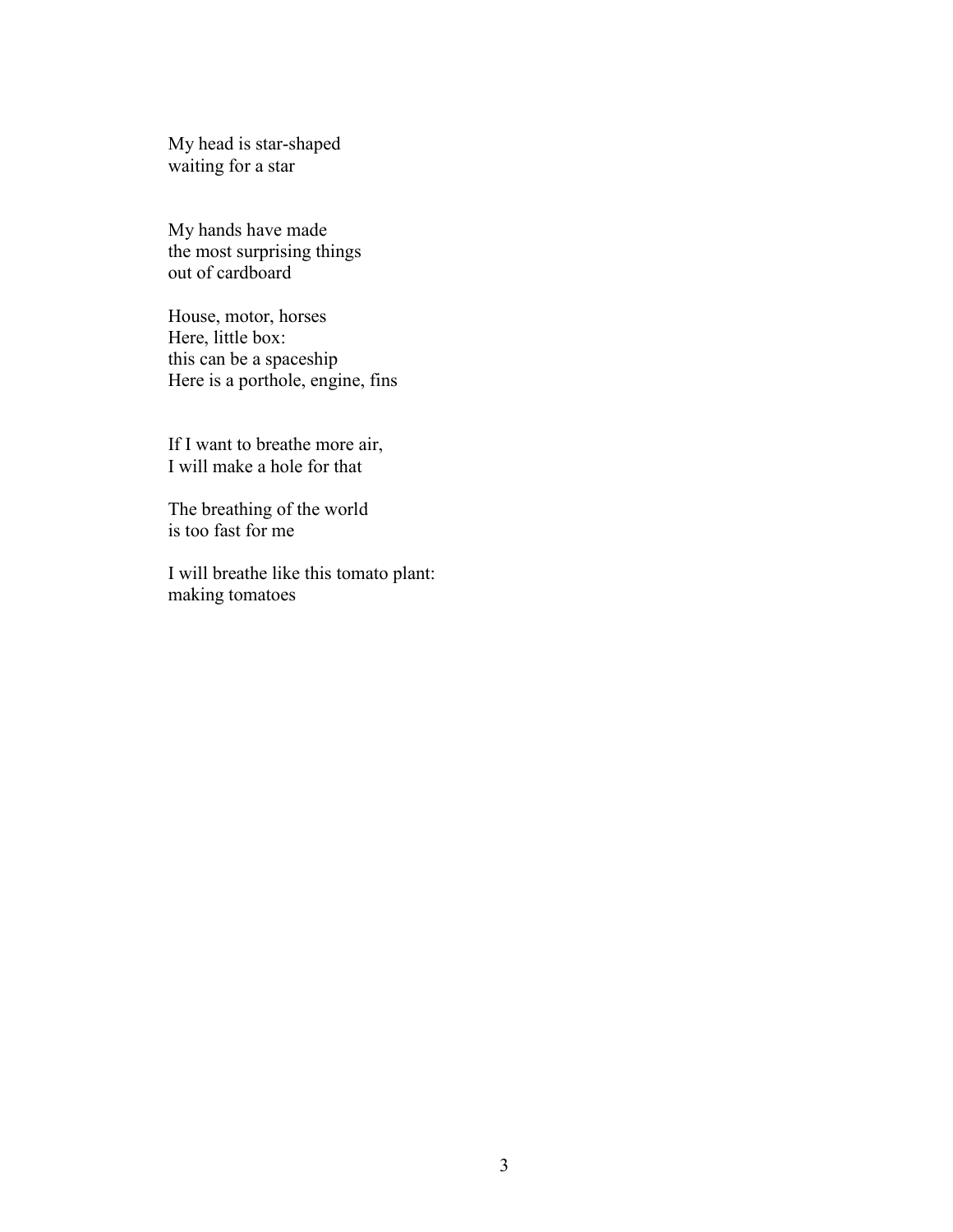My head is star-shaped
waiting for a star

My hands have made
the most surprising things
out of cardboard

House, motor, horses
Here, little box:
this can be a spaceship
Here is a porthole, engine, fins

If I want to breathe more air,
I will make a hole for that

The breathing of the world
is too fast for me

I will breathe like this tomato plant:
making tomatoes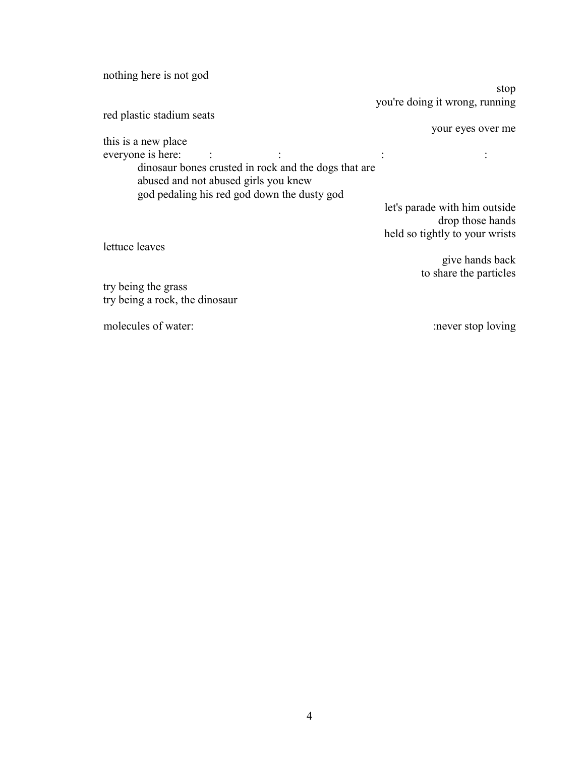nothing here is not god

stop
you're doing it wrong, running

red plastic stadium seats

your eyes over me

this is a new place
everyone is here: : : : :

dinosaur bones crusted in rock and the dogs that are
abused and not abused girls you knew
god pedaling his red god down the dusty god

let's parade with him outside
drop those hands
held so tightly to your wrists

lettuce leaves

give hands back
to share the particles

try being the grass
try being a rock, the dinosaur

molecules of water: :never stop loving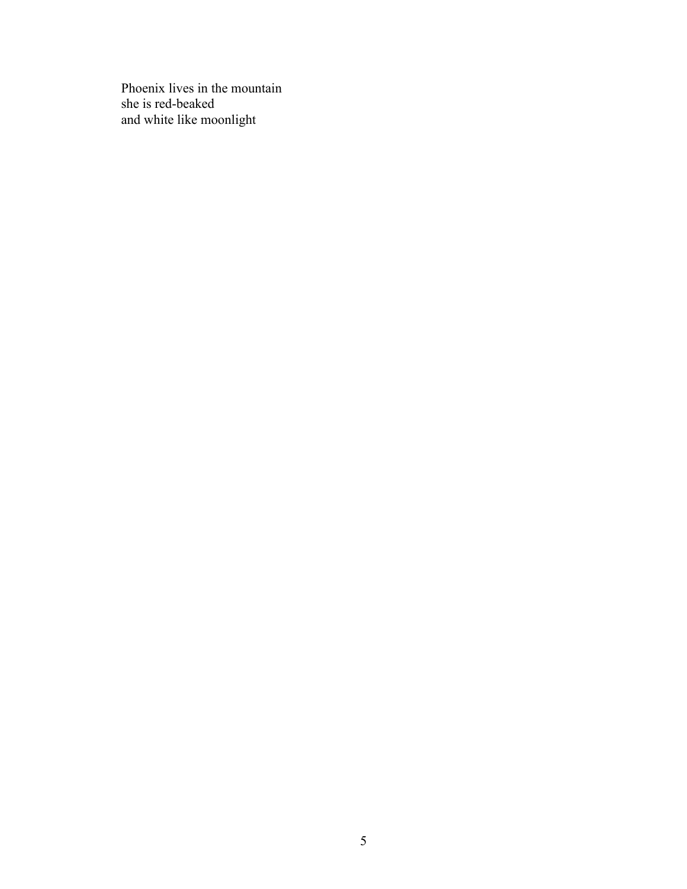Phoenix lives in the mountain  
she is red-beaked  
and white like moonlight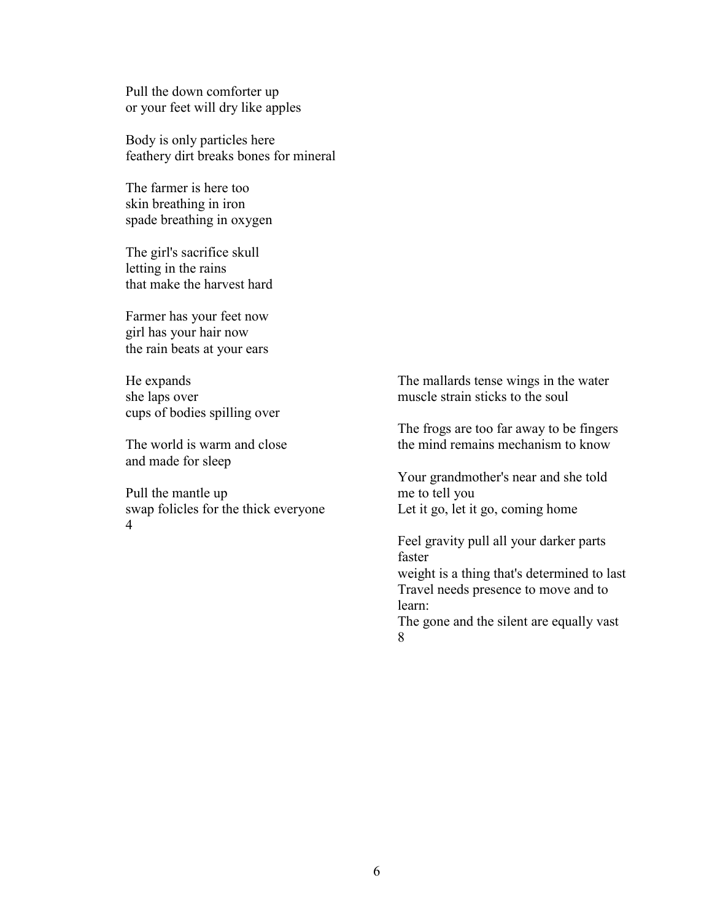Pull the down comforter up
or your feet will dry like apples

Body is only particles here
feathery dirt breaks bones for mineral

The farmer is here too
skin breathing in iron
spade breathing in oxygen

The girl's sacrifice skull
letting in the rains
that make the harvest hard

Farmer has your feet now
girl has your hair now
the rain beats at your ears

He expands
she laps over
cups of bodies spilling over

The world is warm and close
and made for sleep

Pull the mantle up
swap folicles for the thick everyone
4

The mallards tense wings in the water
muscle strain sticks to the soul

The frogs are too far away to be fingers
the mind remains mechanism to know

Your grandmother's near and she told
me to tell you
Let it go, let it go, coming home

Feel gravity pull all your darker parts
faster
weight is a thing that's determined to last
Travel needs presence to move and to
learn:
The gone and the silent are equally vast
8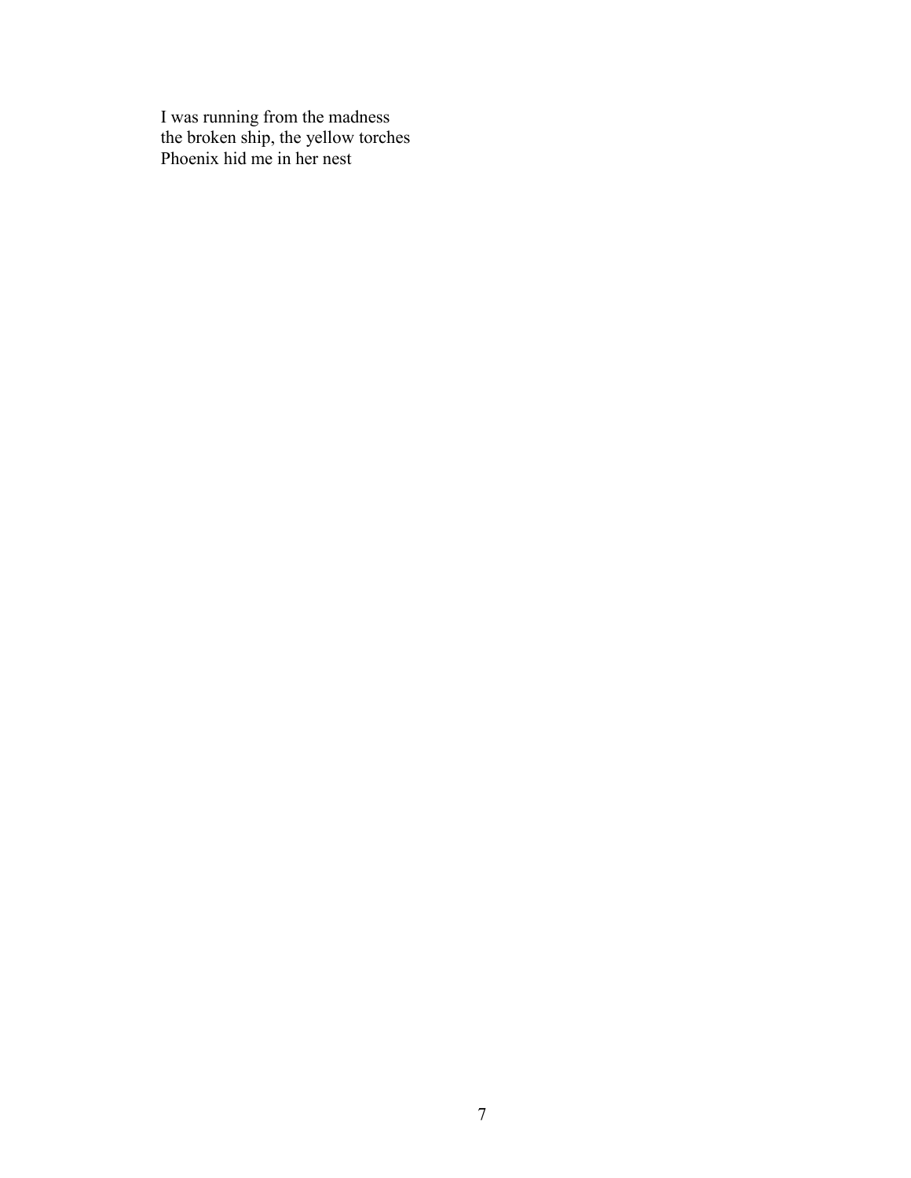I was running from the madness  
the broken ship, the yellow torches  
Phoenix hid me in her nest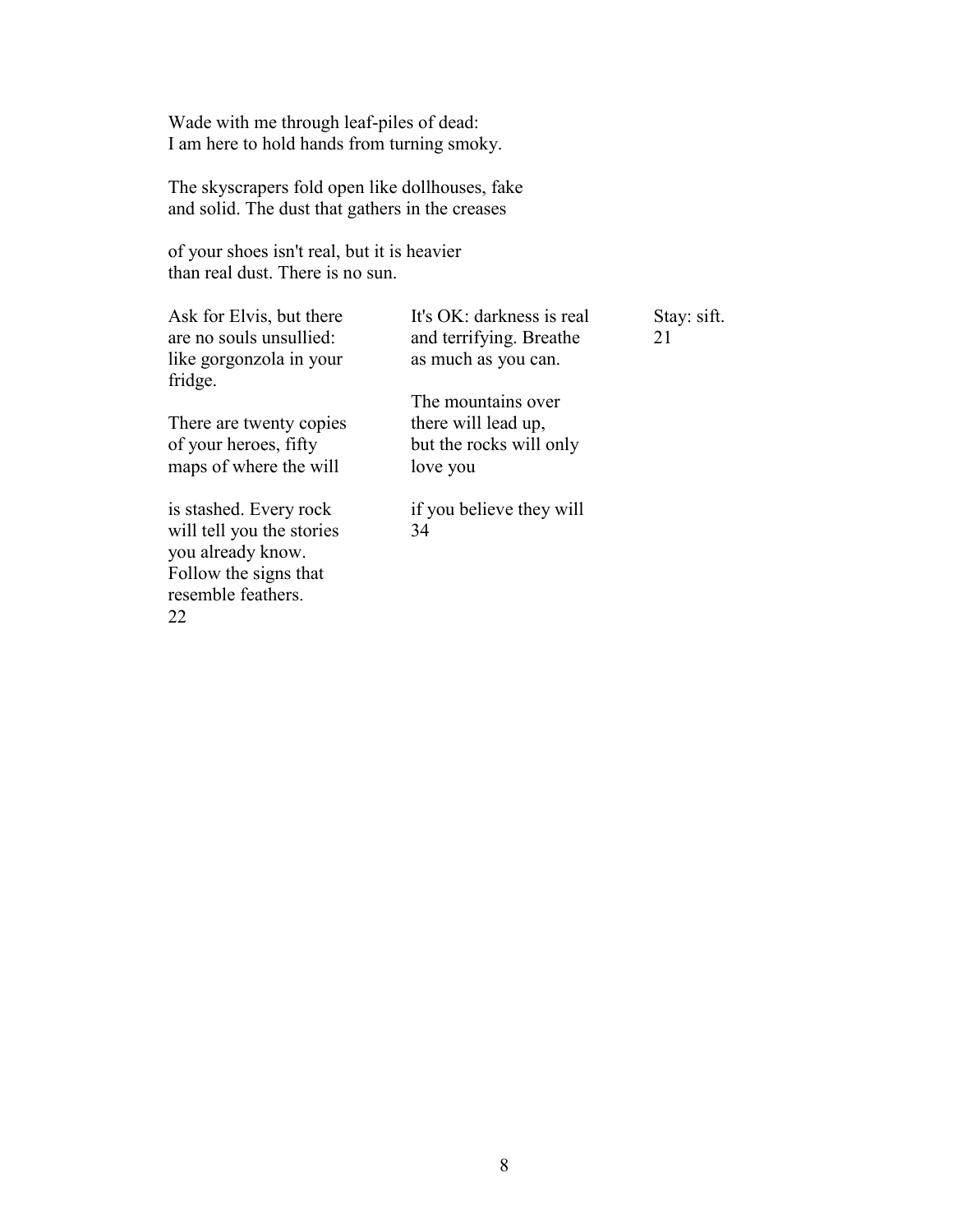Wade with me through leaf-piles of dead:
I am here to hold hands from turning smoky.

The skyscrapers fold open like dollhouses, fake
and solid. The dust that gathers in the creases

of your shoes isn't real, but it is heavier
than real dust. There is no sun.

Ask for Elvis, but there
are no souls unsullied:
like gorgonzola in your
fridge.

There are twenty copies
of your heroes, fifty
maps of where the will

is stashed. Every rock
will tell you the stories
you already know.
Follow the signs that
resemble feathers.
22

It's OK: darkness is real
and terrifying. Breathe
as much as you can.

The mountains over
there will lead up,
but the rocks will only
love you

if you believe they will
34

Stay: sift.
21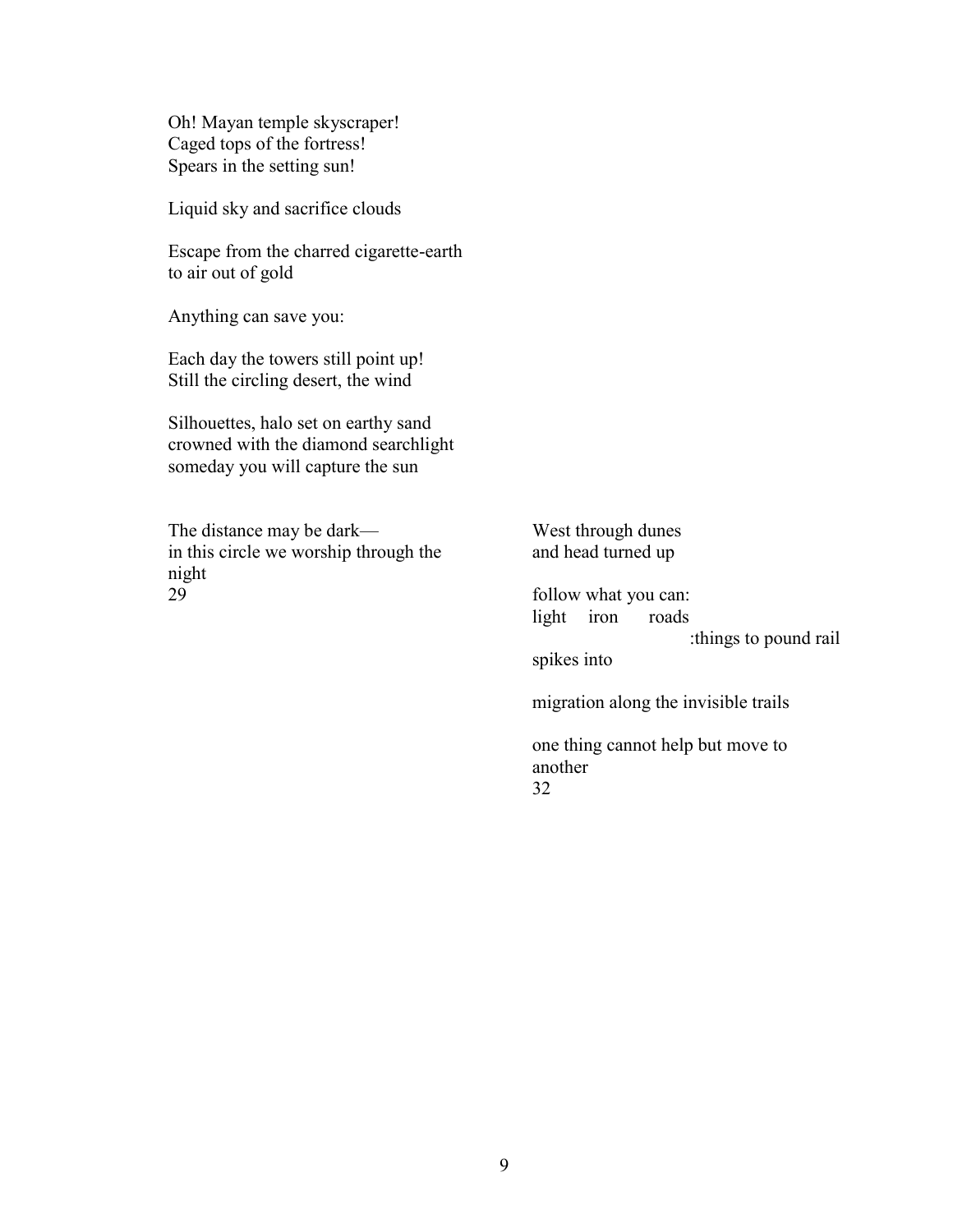Oh! Mayan temple skyscraper!
Caged tops of the fortress!
Spears in the setting sun!

Liquid sky and sacrifice clouds

Escape from the charred cigarette-earth
to air out of gold

Anything can save you:

Each day the towers still point up!
Still the circling desert, the wind

Silhouettes, halo set on earthy sand
crowned with the diamond searchlight
someday you will capture the sun

The distance may be dark—
in this circle we worship through the night
29

West through dunes
and head turned up

follow what you can:
light    iron    roads
                    :things to pound rail spikes into

migration along the invisible trails

one thing cannot help but move to another
32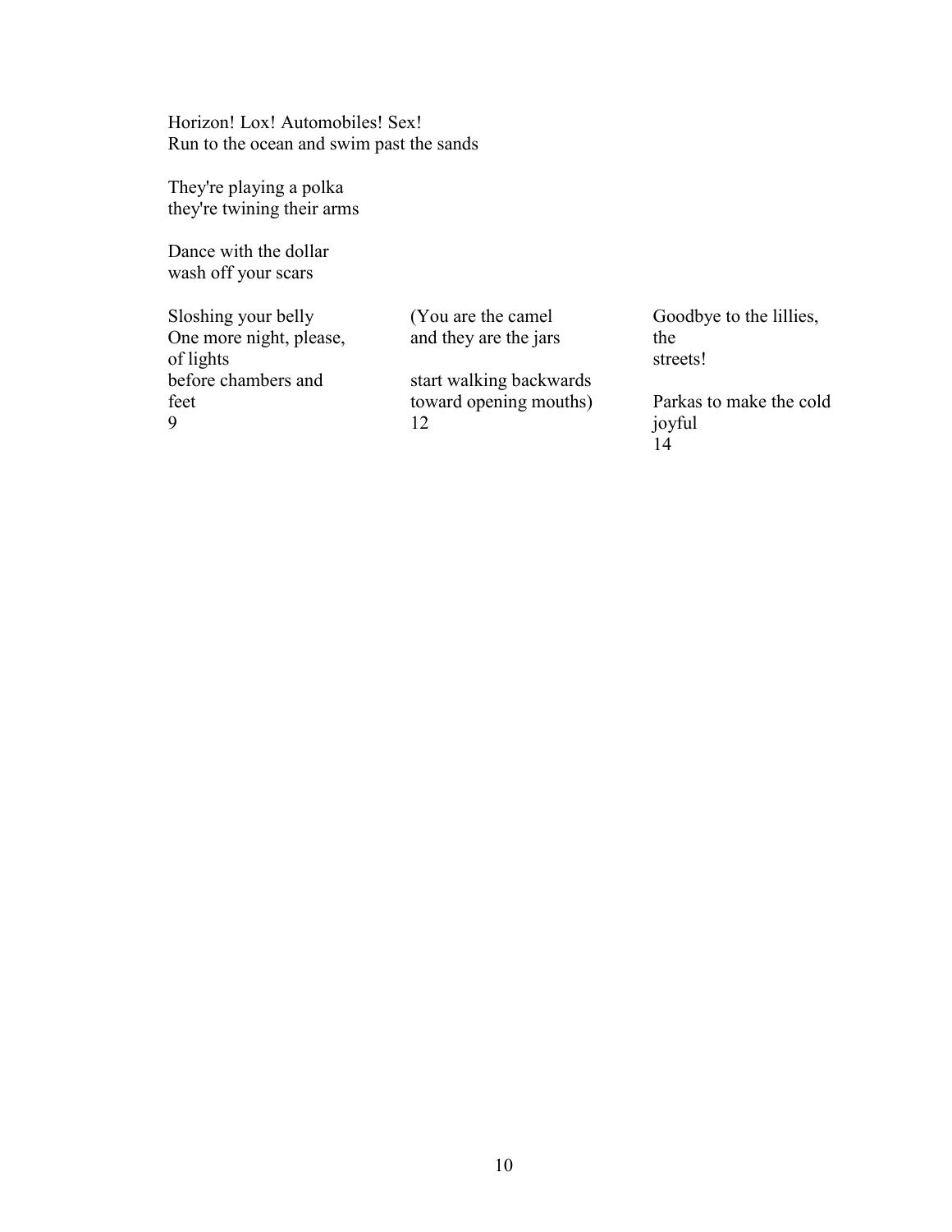Horizon! Lox! Automobiles! Sex!
Run to the ocean and swim past the sands

They're playing a polka
they're twining their arms

Dance with the dollar
wash off your scars

Sloshing your belly
One more night, please,
of lights
before chambers and
feet
9

(You are the camel
and they are the jars

start walking backwards
toward opening mouths)
12

Goodbye to the lillies,
the
streets!

Parkas to make the cold
joyful
14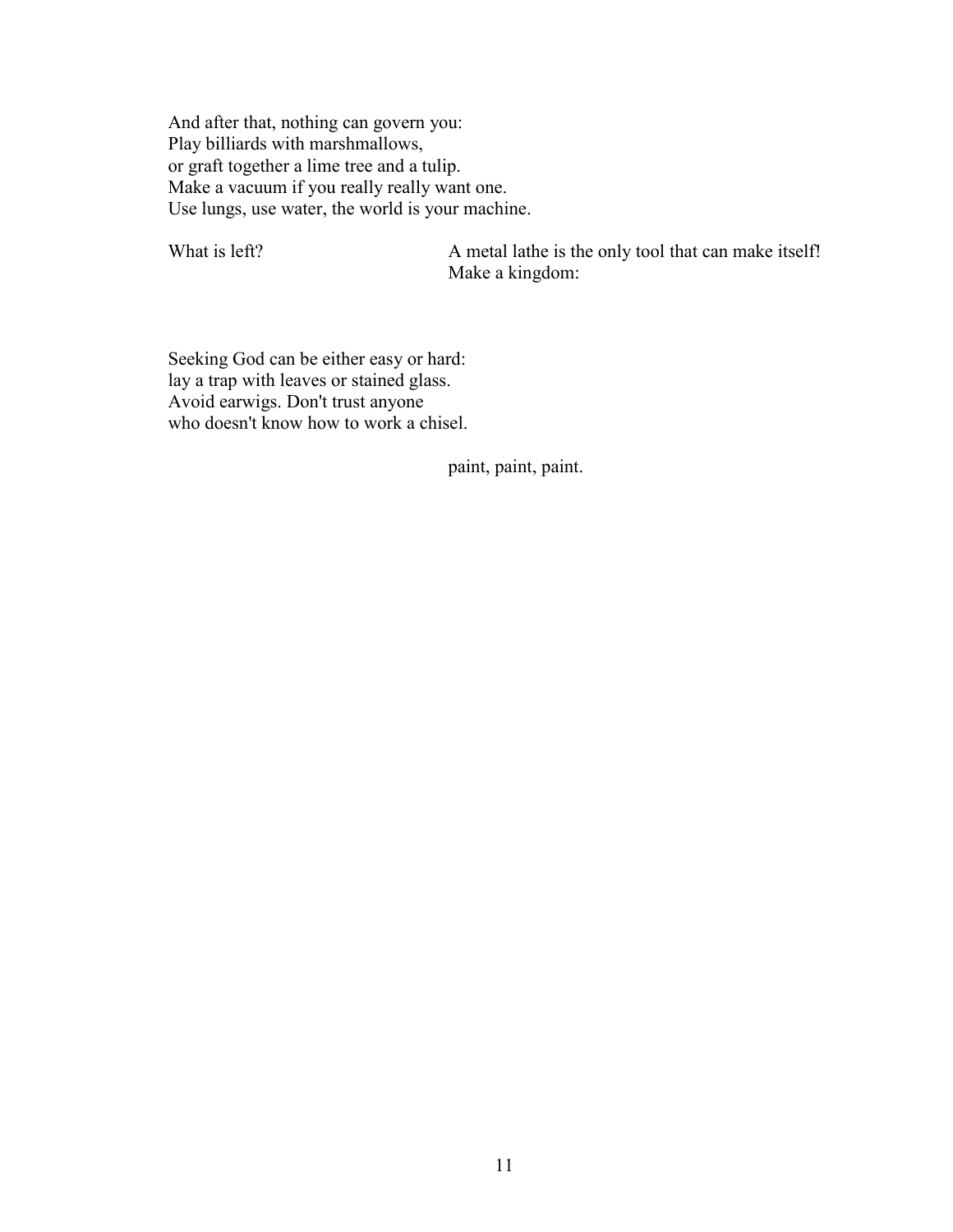And after that, nothing can govern you:
Play billiards with marshmallows,
or graft together a lime tree and a tulip.
Make a vacuum if you really really want one.
Use lungs, use water, the world is your machine.

What is left?

A metal lathe is the only tool that can make itself!
Make a kingdom:

Seeking God can be either easy or hard:
lay a trap with leaves or stained glass.
Avoid earwigs. Don't trust anyone
who doesn't know how to work a chisel.

paint, paint, paint.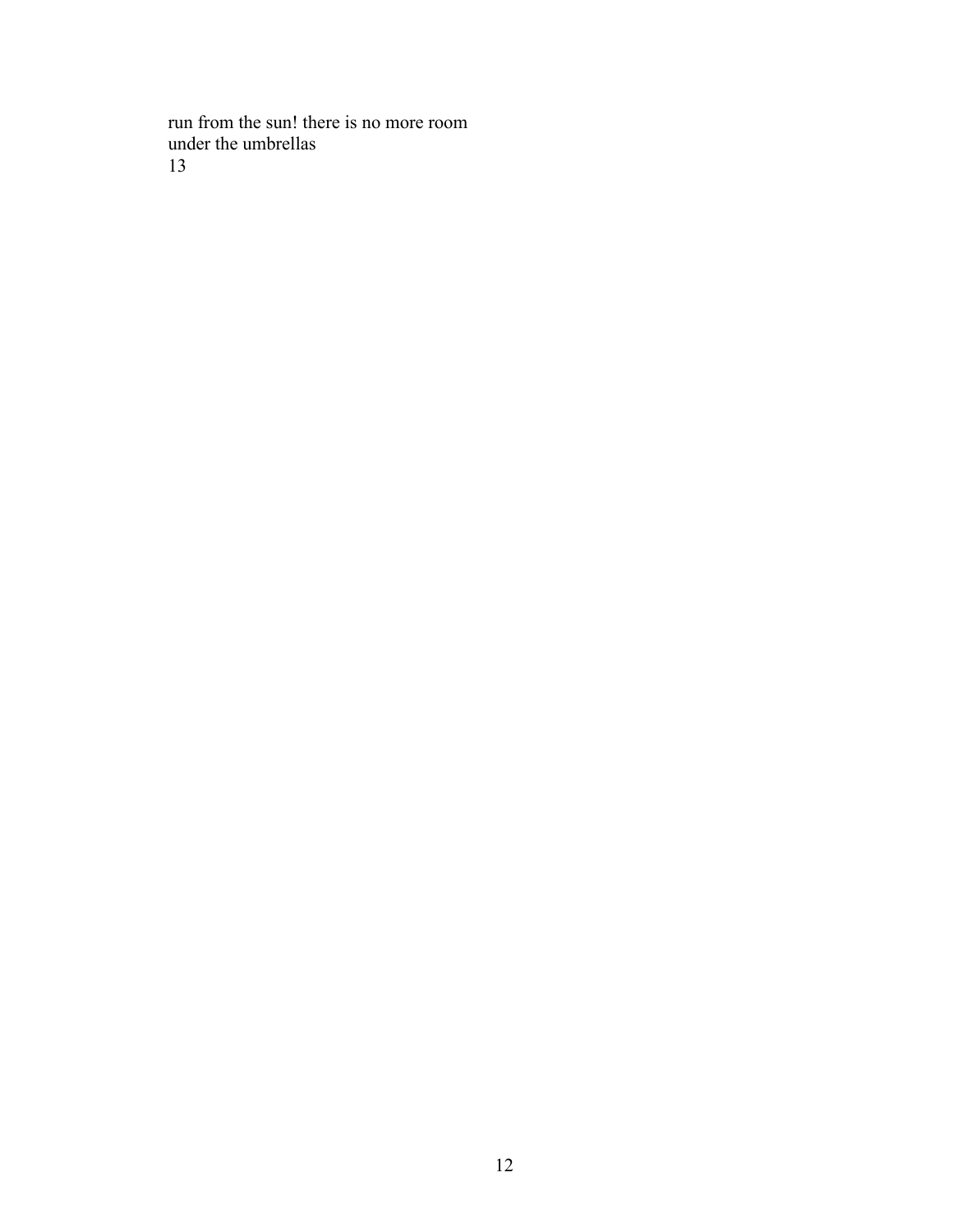run from the sun! there is no more room
under the umbrellas
13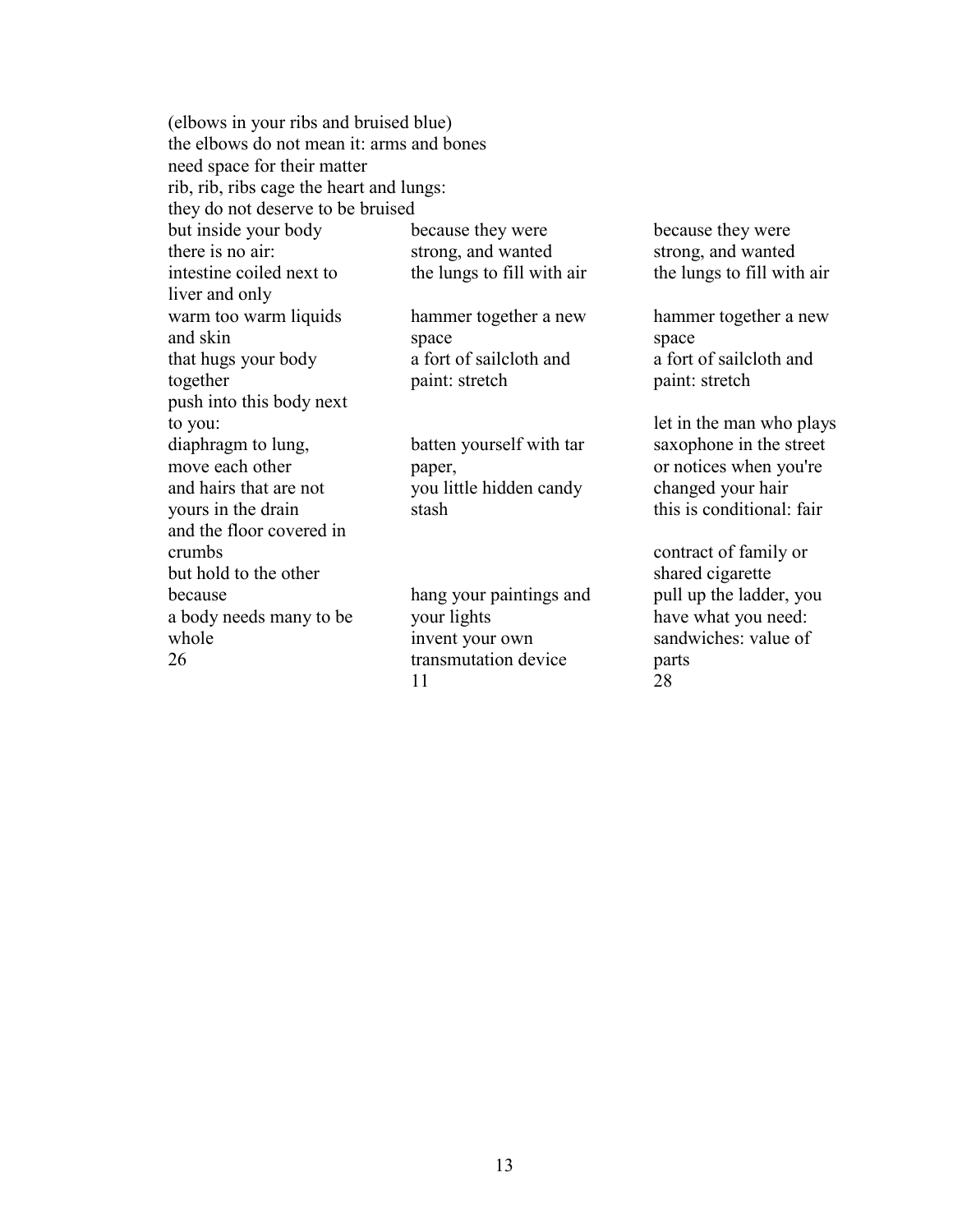(elbows in your ribs and bruised blue)
the elbows do not mean it: arms and bones
need space for their matter
rib, rib, ribs cage the heart and lungs:
they do not deserve to be bruised

but inside your body
there is no air:
intestine coiled next to
liver and only
warm too warm liquids
and skin
that hugs your body
together
push into this body next
to you:
diaphragm to lung,
move each other
and hairs that are not
yours in the drain
and the floor covered in
crumbs
but hold to the other
because
a body needs many to be
whole
26

because they were
strong, and wanted
the lungs to fill with air

hammer together a new
space
a fort of sailcloth and
paint: stretch

batten yourself with tar
paper,
you little hidden candy
stash

hang your paintings and
your lights
invent your own
transmutation device
11

because they were
strong, and wanted
the lungs to fill with air

hammer together a new
space
a fort of sailcloth and
paint: stretch

let in the man who plays
saxophone in the street
or notices when you're
changed your hair
this is conditional: fair

contract of family or
shared cigarette
pull up the ladder, you
have what you need:
sandwiches: value of
parts
28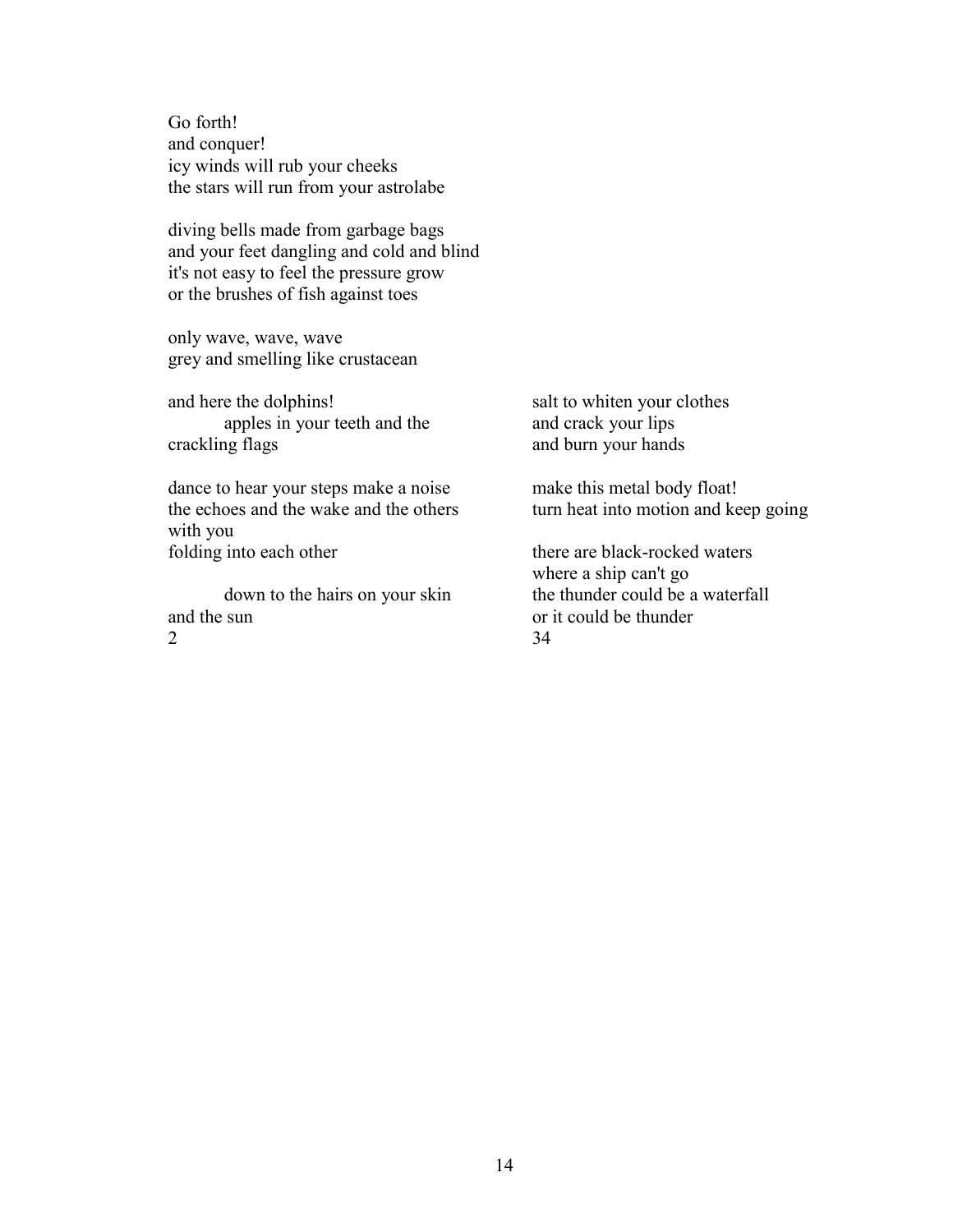Go forth!
and conquer!
icy winds will rub your cheeks
the stars will run from your astrolabe

diving bells made from garbage bags
and your feet dangling and cold and blind
it's not easy to feel the pressure grow
or the brushes of fish against toes

only wave, wave, wave
grey and smelling like crustacean

and here the dolphins!
    apples in your teeth and the
crackling flags

dance to hear your steps make a noise
the echoes and the wake and the others
with you
folding into each other

    down to the hairs on your skin
and the sun
2

salt to whiten your clothes
and crack your lips
and burn your hands

make this metal body float!
turn heat into motion and keep going

there are black-rocked waters
where a ship can't go
the thunder could be a waterfall
or it could be thunder
34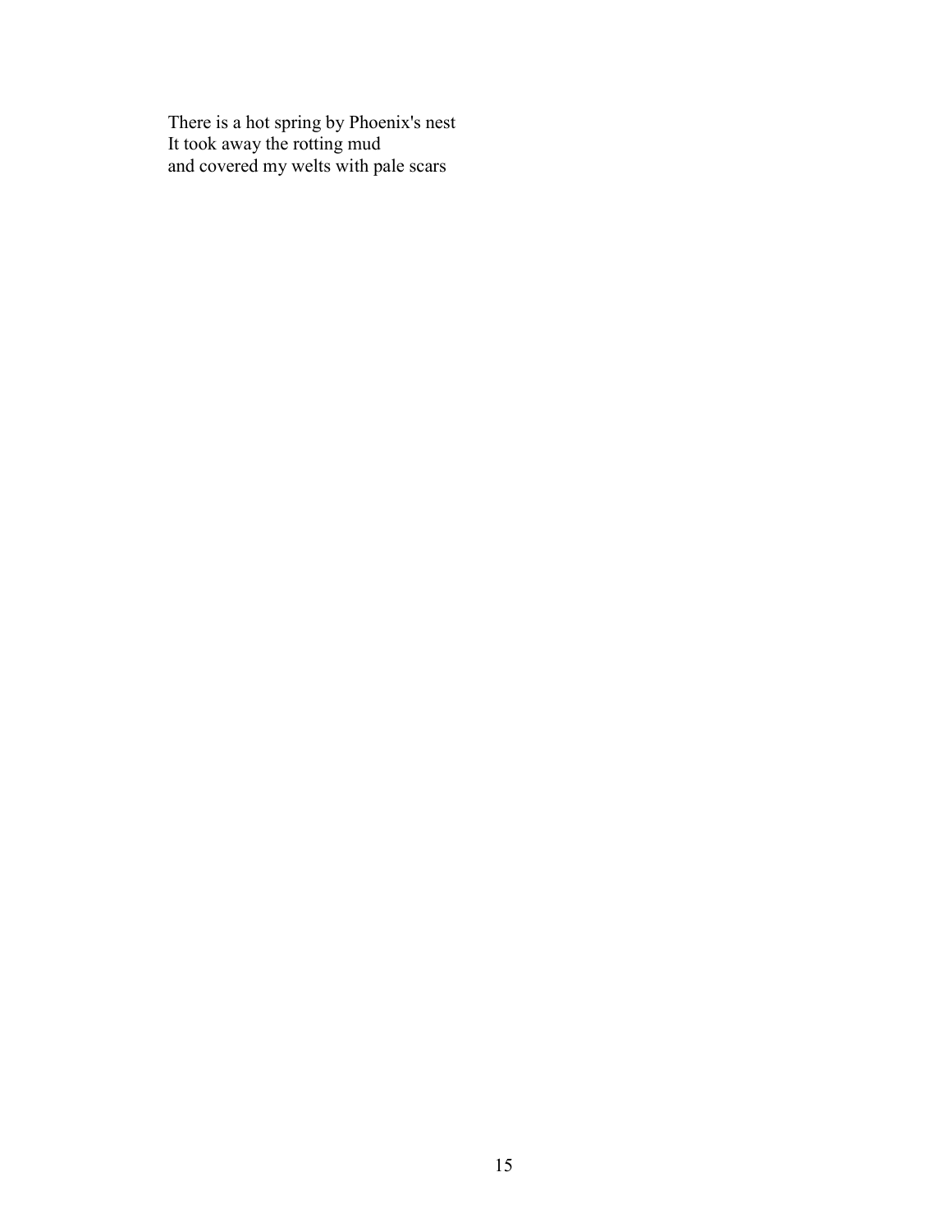There is a hot spring by Phoenix's nest  
It took away the rotting mud  
and covered my welts with pale scars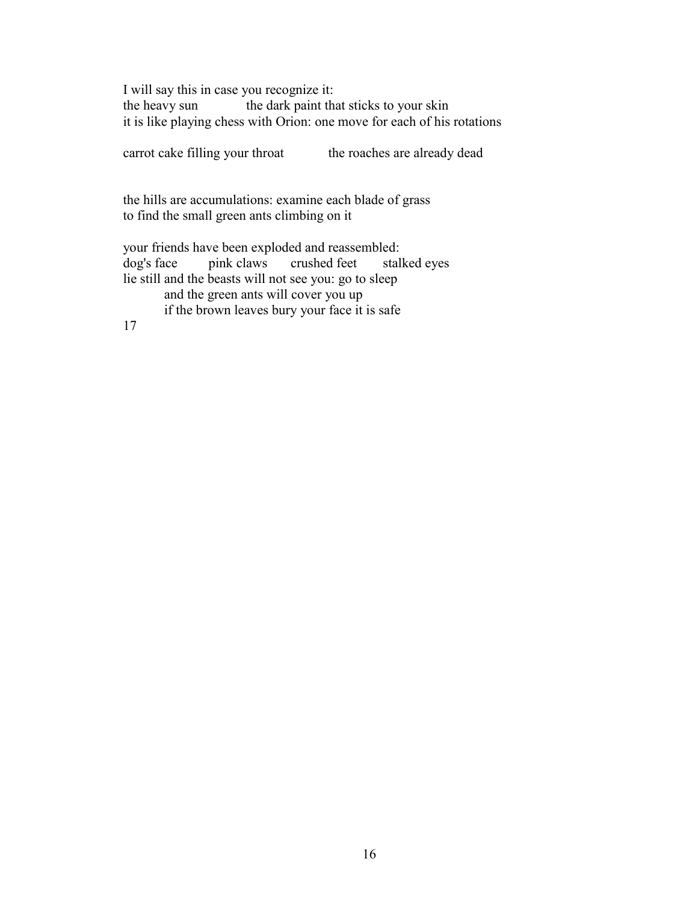I will say this in case you recognize it:  
the heavy sun            the dark paint that sticks to your skin  
it is like playing chess with Orion: one move for each of his rotations

carrot cake filling your throat            the roaches are already dead

the hills are accumulations: examine each blade of grass  
to find the small green ants climbing on it

your friends have been exploded and reassembled:  
dog's face        pink claws       crushed feet       stalked eyes  
lie still and the beasts will not see you: go to sleep  
          and the green ants will cover you up  
          if the brown leaves bury your face it is safe  
17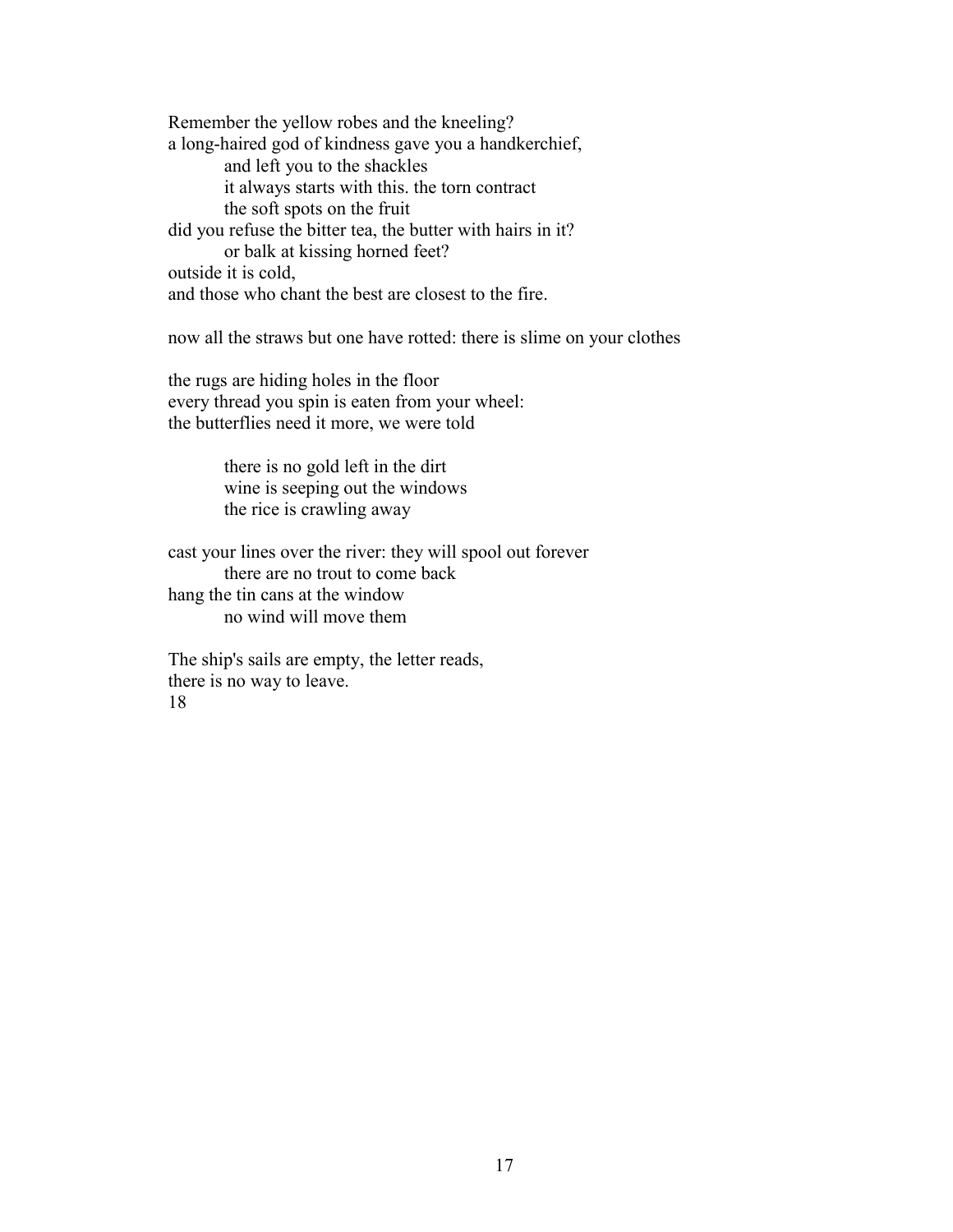Remember the yellow robes and the kneeling?
a long-haired god of kindness gave you a handkerchief,
          and left you to the shackles
          it always starts with this. the torn contract
          the soft spots on the fruit
did you refuse the bitter tea, the butter with hairs in it?
          or balk at kissing horned feet?
outside it is cold,
and those who chant the best are closest to the fire.

now all the straws but one have rotted: there is slime on your clothes

the rugs are hiding holes in the floor
every thread you spin is eaten from your wheel:
the butterflies need it more, we were told

          there is no gold left in the dirt
          wine is seeping out the windows
          the rice is crawling away

cast your lines over the river: they will spool out forever
          there are no trout to come back
hang the tin cans at the window
          no wind will move them

The ship's sails are empty, the letter reads,
there is no way to leave.
18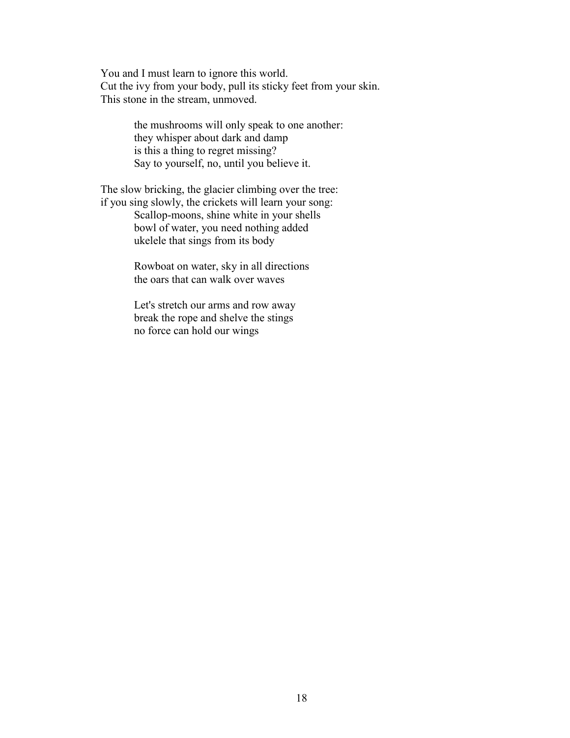You and I must learn to ignore this world.  
Cut the ivy from your body, pull its sticky feet from your skin.  
This stone in the stream, unmoved.

> the mushrooms will only speak to one another:  
> they whisper about dark and damp  
> is this a thing to regret missing?  
> Say to yourself, no, until you believe it.

The slow bricking, the glacier climbing over the tree:  
if you sing slowly, the crickets will learn your song:

> Scallop-moons, shine white in your shells  
> bowl of water, you need nothing added  
> ukelele that sings from its body
>
> Rowboat on water, sky in all directions  
> the oars that can walk over waves
>
> Let's stretch our arms and row away  
> break the rope and shelve the stings  
> no force can hold our wings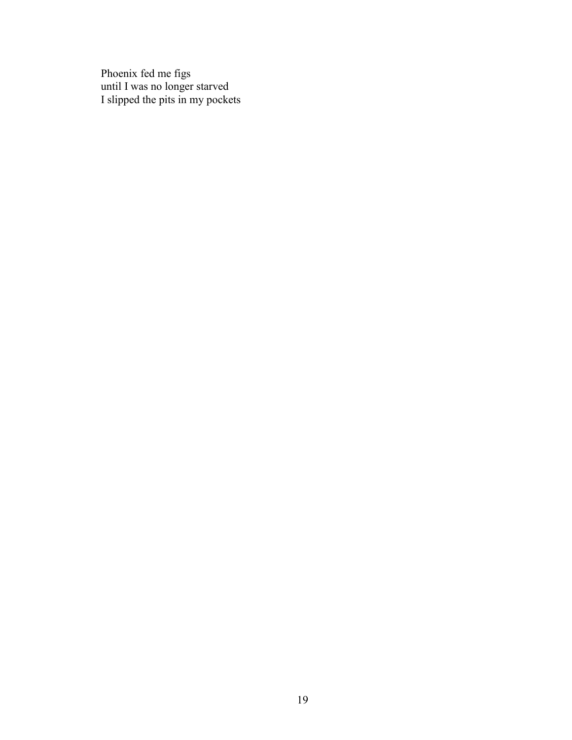Phoenix fed me figs  
until I was no longer starved  
I slipped the pits in my pockets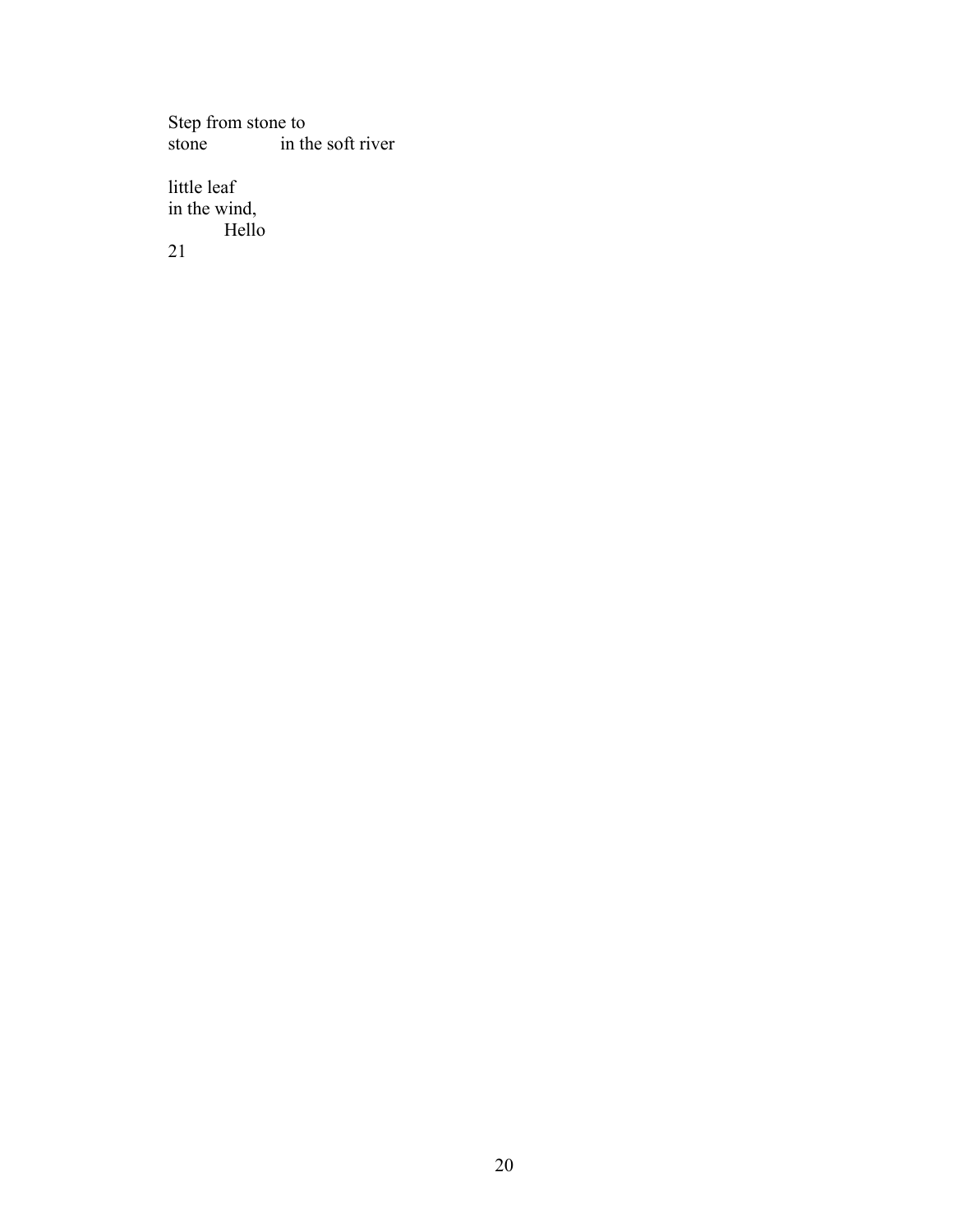Step from stone to
stone              in the soft river

little leaf
in the wind,
          Hello
21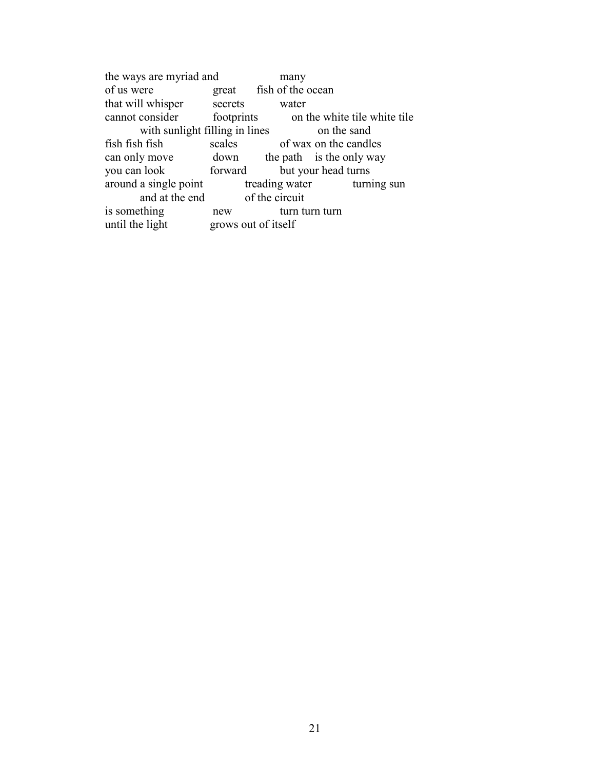the ways are myriad and                    many
of us were                    great       fish of the ocean
that will whisper           secrets           water
cannot consider           footprints           on the white tile white tile
          with sunlight filling in lines               on the sand
fish fish fish               scales               of wax on the candles
can only move             down         the path    is the only way
you can look               forward           but your head turns
around a single point              treading water               turning sun
          and at the end             of the circuit
is something               new               turn turn turn
until the light             grows out of itself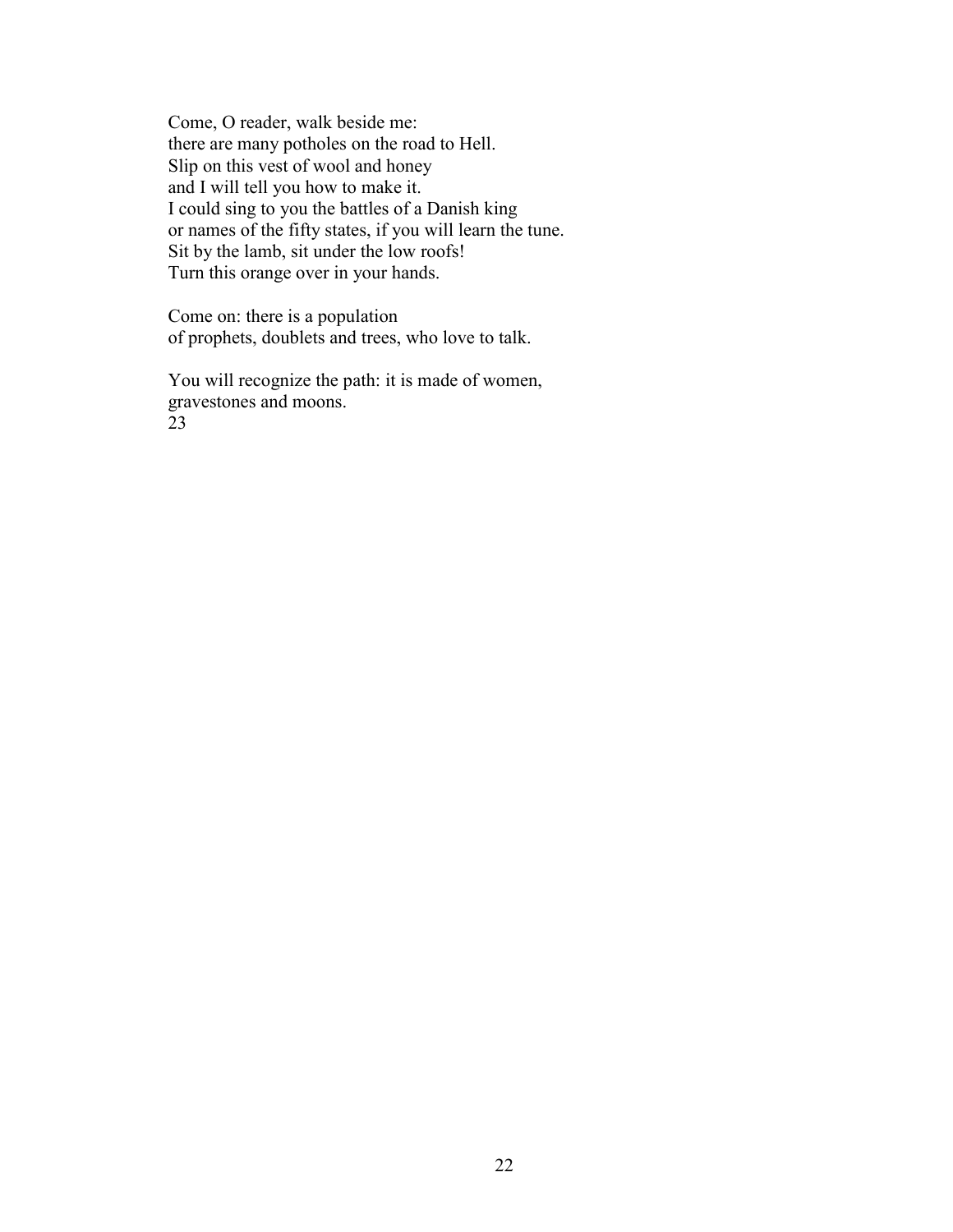Come, O reader, walk beside me:  
there are many potholes on the road to Hell.  
Slip on this vest of wool and honey  
and I will tell you how to make it.  
I could sing to you the battles of a Danish king  
or names of the fifty states, if you will learn the tune.  
Sit by the lamb, sit under the low roofs!  
Turn this orange over in your hands.

Come on: there is a population  
of prophets, doublets and trees, who love to talk.

You will recognize the path: it is made of women,  
gravestones and moons.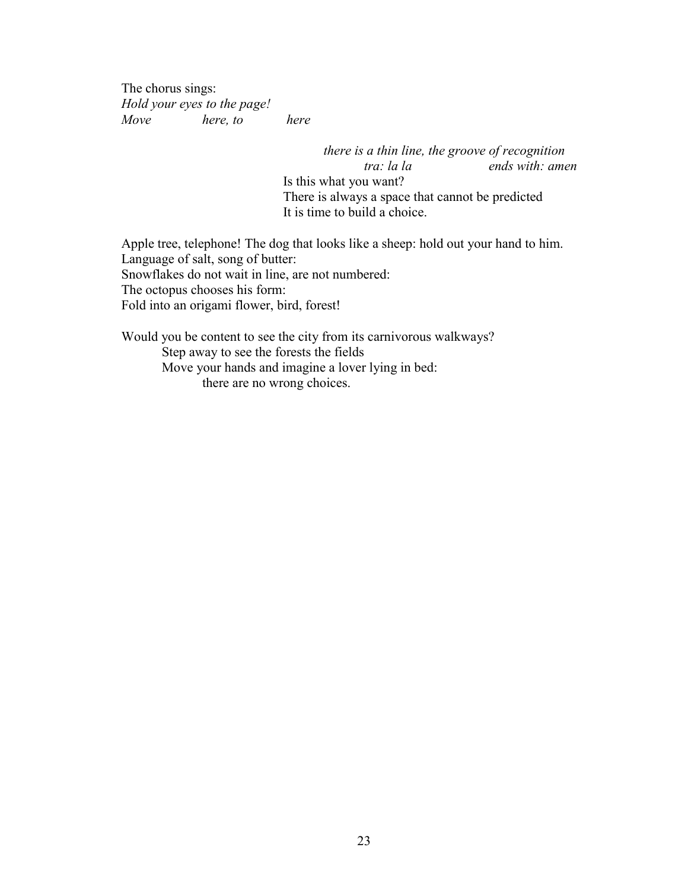The chorus sings:
*Hold your eyes to the page!*
*Move here, to here*

*there is a thin line, the groove of recognition*
*tra: la la ends with: amen*
Is this what you want?
There is always a space that cannot be predicted
It is time to build a choice.

Apple tree, telephone! The dog that looks like a sheep: hold out your hand to him.
Language of salt, song of butter:
Snowflakes do not wait in line, are not numbered:
The octopus chooses his form:
Fold into an origami flower, bird, forest!

Would you be content to see the city from its carnivorous walkways?
Step away to see the forests the fields
Move your hands and imagine a lover lying in bed:
there are no wrong choices.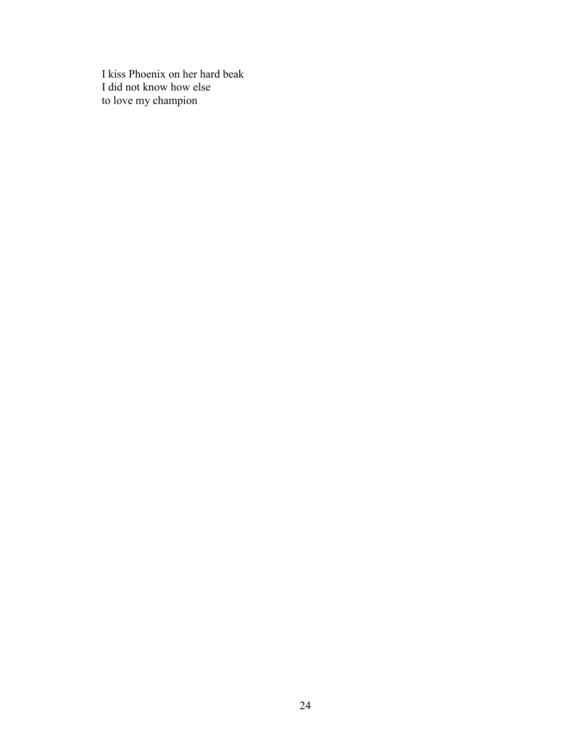I kiss Phoenix on her hard beak  
I did not know how else  
to love my champion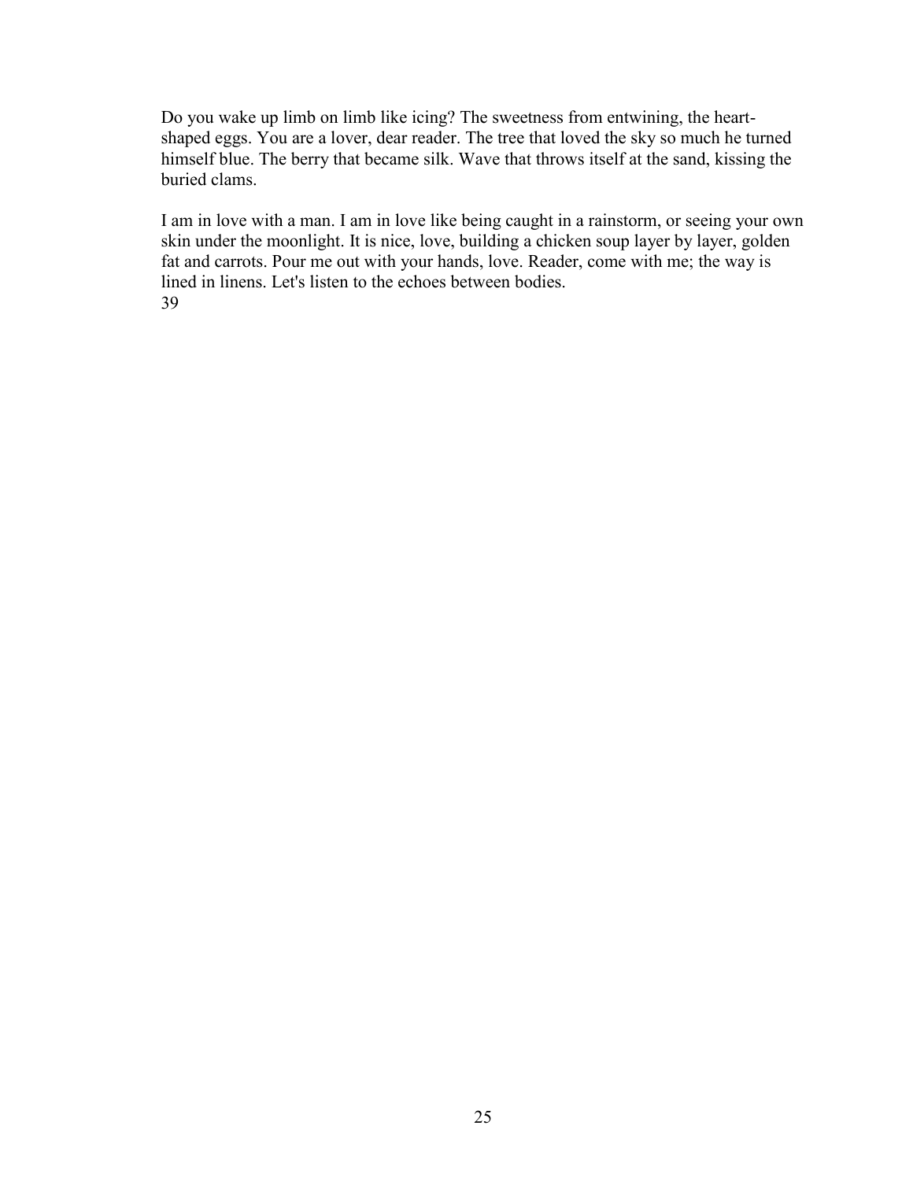Do you wake up limb on limb like icing? The sweetness from entwining, the heart-shaped eggs. You are a lover, dear reader. The tree that loved the sky so much he turned himself blue. The berry that became silk. Wave that throws itself at the sand, kissing the buried clams.

I am in love with a man. I am in love like being caught in a rainstorm, or seeing your own skin under the moonlight. It is nice, love, building a chicken soup layer by layer, golden fat and carrots. Pour me out with your hands, love. Reader, come with me; the way is lined in linens. Let's listen to the echoes between bodies.

39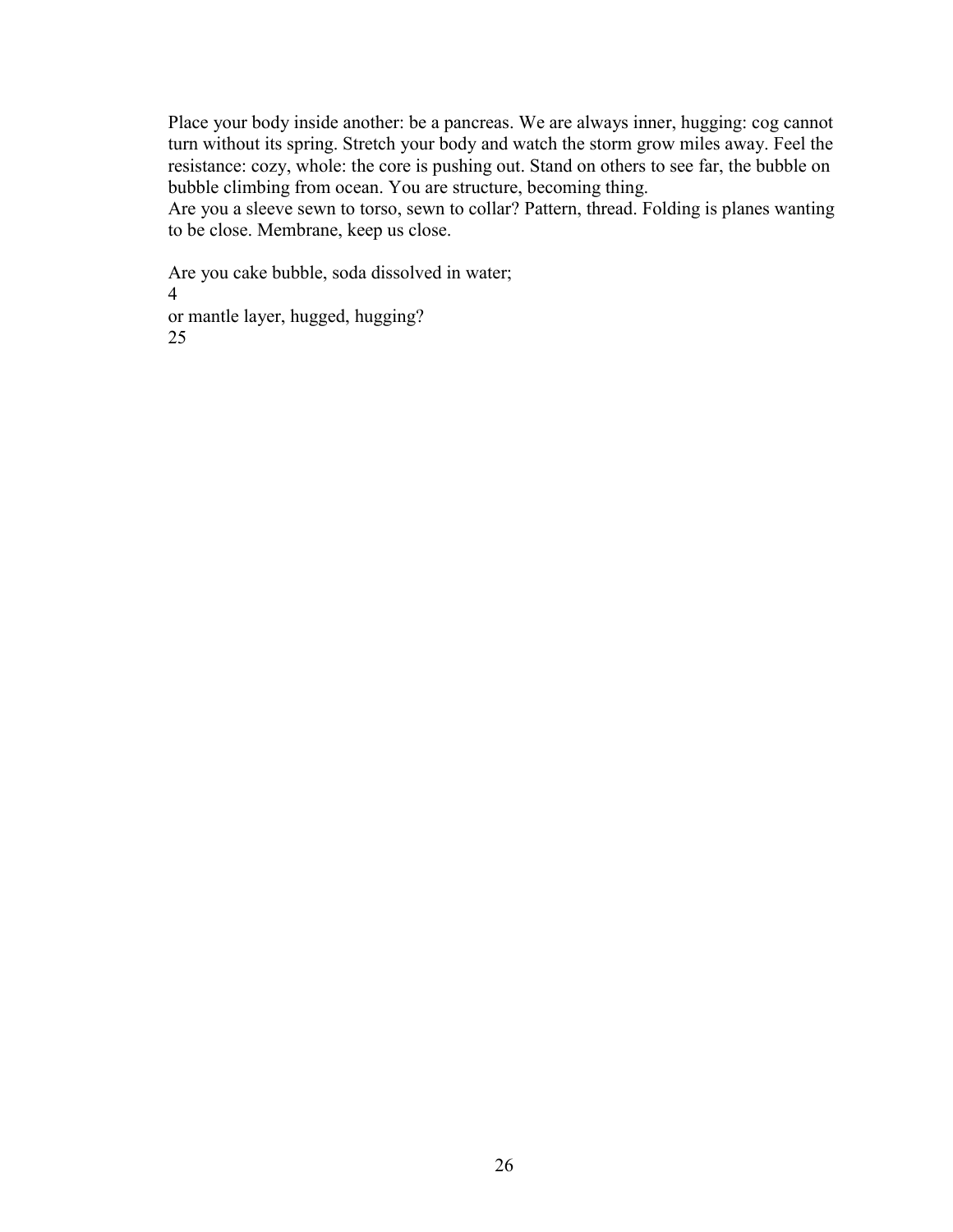Place your body inside another: be a pancreas. We are always inner, hugging: cog cannot turn without its spring. Stretch your body and watch the storm grow miles away. Feel the resistance: cozy, whole: the core is pushing out. Stand on others to see far, the bubble on bubble climbing from ocean. You are structure, becoming thing.
Are you a sleeve sewn to torso, sewn to collar? Pattern, thread. Folding is planes wanting to be close. Membrane, keep us close.

Are you cake bubble, soda dissolved in water;
4
or mantle layer, hugged, hugging?
25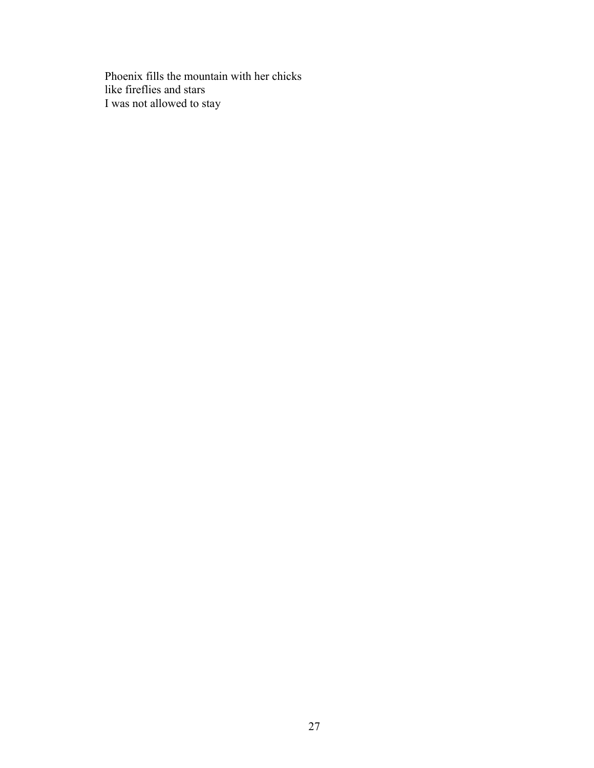Phoenix fills the mountain with her chicks  
like fireflies and stars  
I was not allowed to stay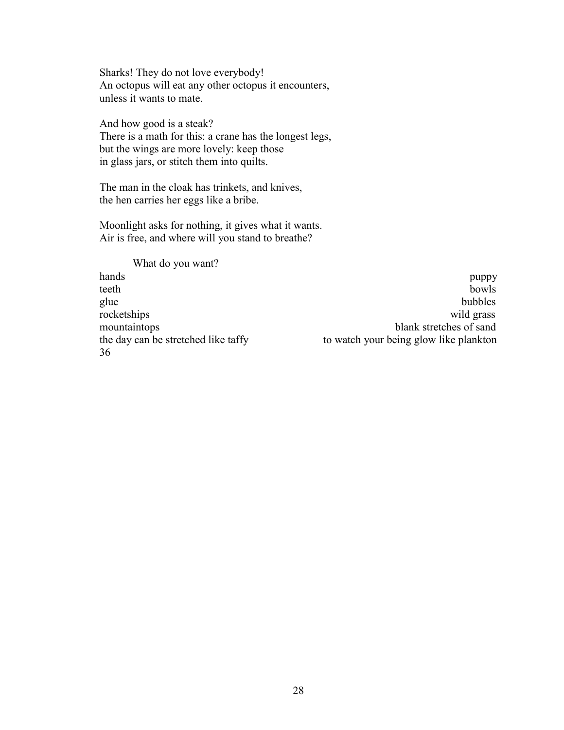Sharks! They do not love everybody!
An octopus will eat any other octopus it encounters,
unless it wants to mate.

And how good is a steak?
There is a math for this: a crane has the longest legs,
but the wings are more lovely: keep those
in glass jars, or stitch them into quilts.

The man in the cloak has trinkets, and knives,
the hen carries her eggs like a bribe.

Moonlight asks for nothing, it gives what it wants.
Air is free, and where will you stand to breathe?

What do you want?

| | |
|---|---|
| hands | puppy |
| teeth | bowls |
| glue | bubbles |
| rocketships | wild grass |
| mountaintops | blank stretches of sand |
| the day can be stretched like taffy | to watch your being glow like plankton |

36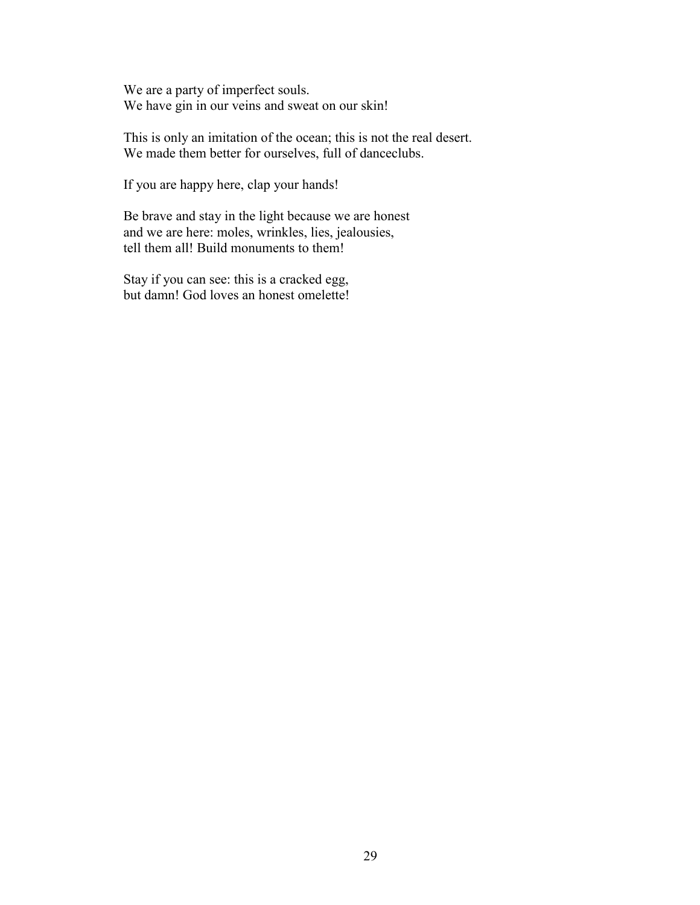We are a party of imperfect souls.
We have gin in our veins and sweat on our skin!

This is only an imitation of the ocean; this is not the real desert.
We made them better for ourselves, full of danceclubs.

If you are happy here, clap your hands!

Be brave and stay in the light because we are honest
and we are here: moles, wrinkles, lies, jealousies,
tell them all! Build monuments to them!

Stay if you can see: this is a cracked egg,
but damn! God loves an honest omelette!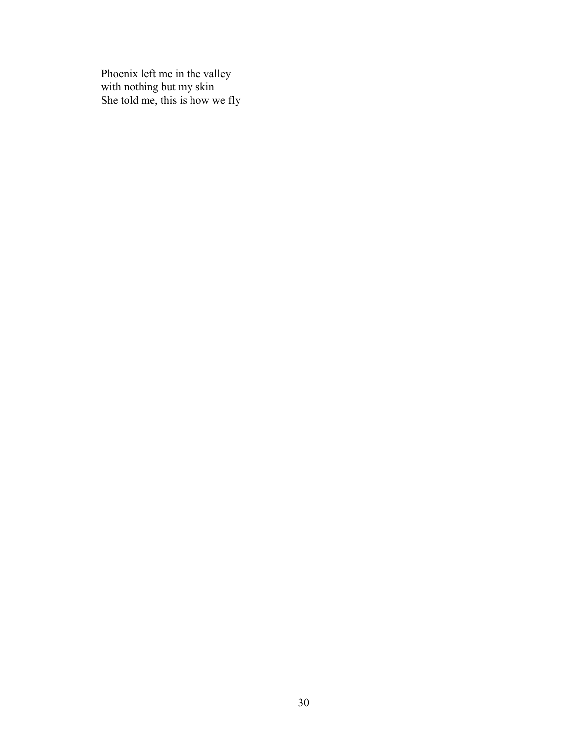Phoenix left me in the valley  
with nothing but my skin  
She told me, this is how we fly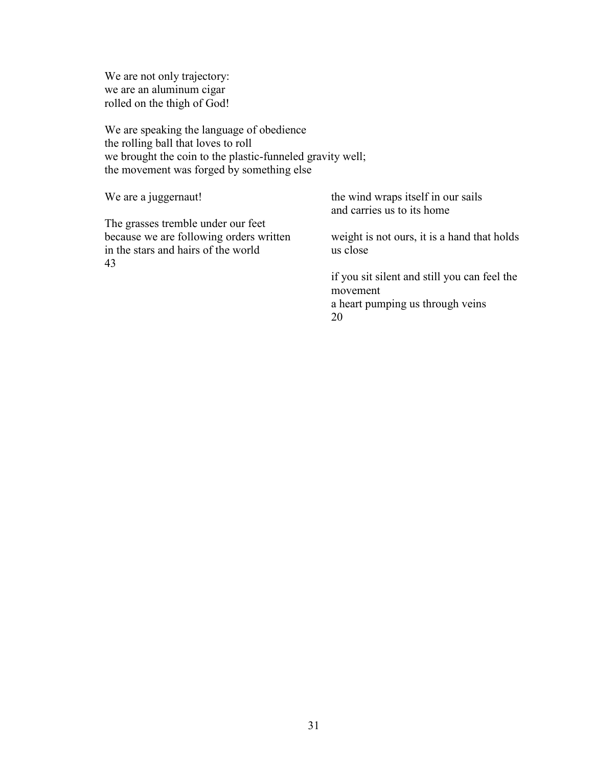We are not only trajectory:
we are an aluminum cigar
rolled on the thigh of God!

We are speaking the language of obedience
the rolling ball that loves to roll
we brought the coin to the plastic-funneled gravity well;
the movement was forged by something else

We are a juggernaut!

The grasses tremble under our feet
because we are following orders written
in the stars and hairs of the world
43

the wind wraps itself in our sails
and carries us to its home

weight is not ours, it is a hand that holds
us close

if you sit silent and still you can feel the
movement
a heart pumping us through veins
20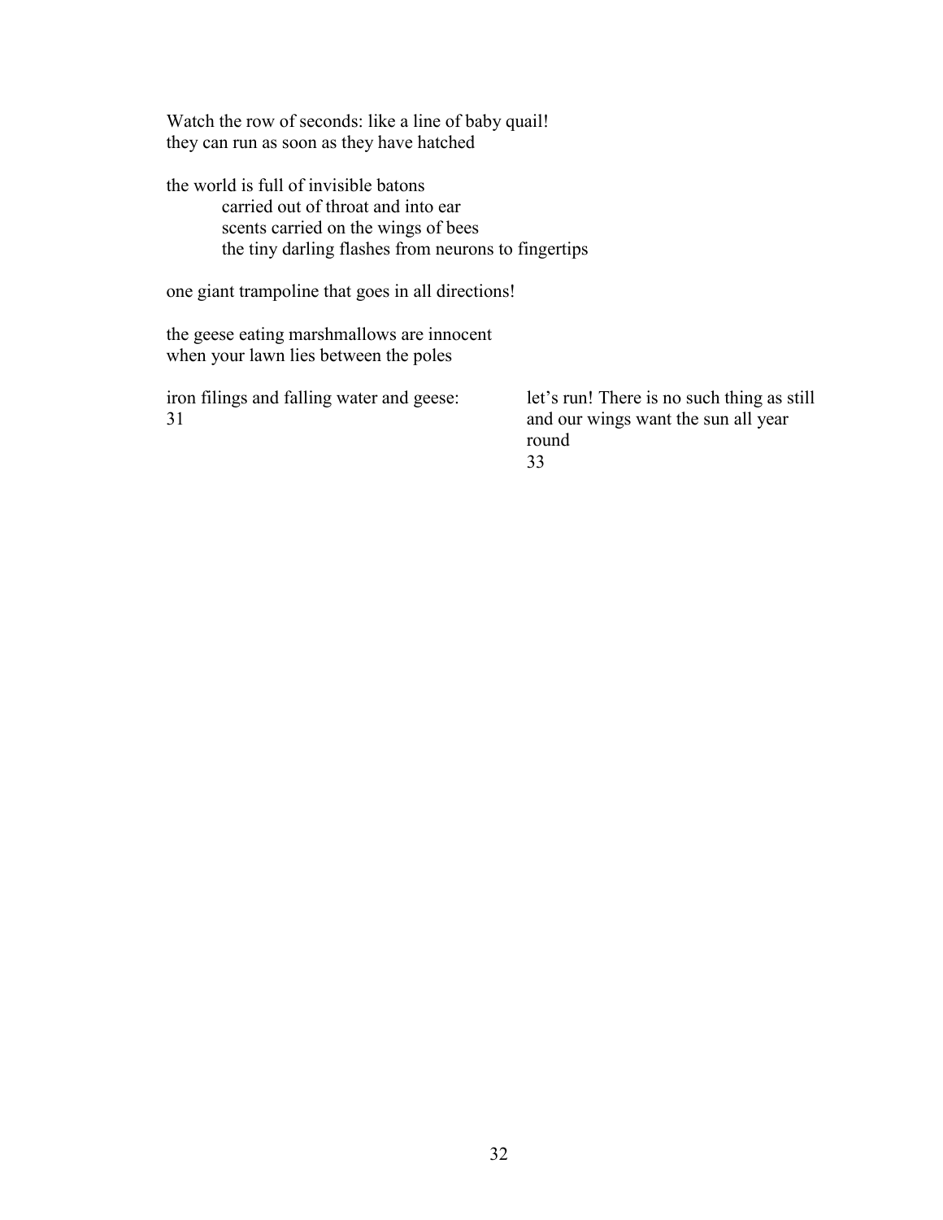Watch the row of seconds: like a line of baby quail!
they can run as soon as they have hatched

the world is full of invisible batons
carried out of throat and into ear
scents carried on the wings of bees
the tiny darling flashes from neurons to fingertips

one giant trampoline that goes in all directions!

the geese eating marshmallows are innocent
when your lawn lies between the poles

iron filings and falling water and geese:
31

let's run! There is no such thing as still
and our wings want the sun all year
round
33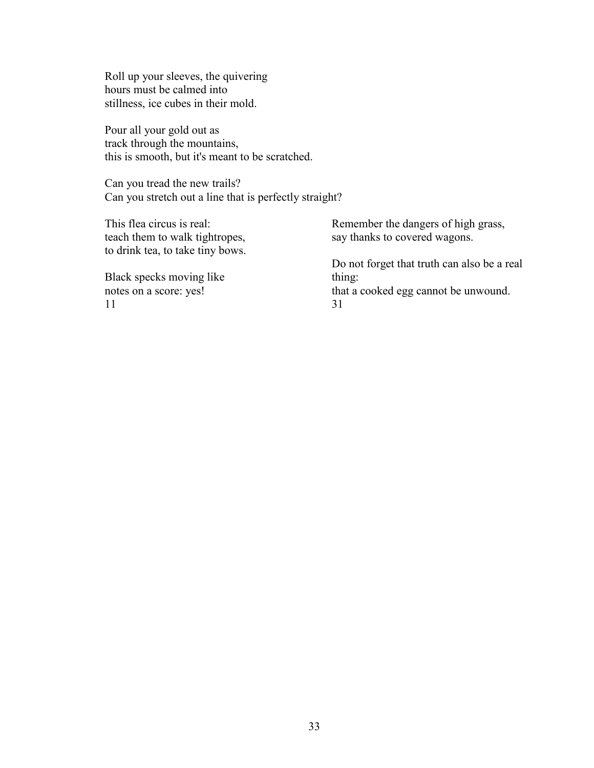Roll up your sleeves, the quivering
hours must be calmed into
stillness, ice cubes in their mold.

Pour all your gold out as
track through the mountains,
this is smooth, but it's meant to be scratched.

Can you tread the new trails?
Can you stretch out a line that is perfectly straight?

This flea circus is real:
teach them to walk tightropes,
to drink tea, to take tiny bows.

Black specks moving like
notes on a score: yes!
11

Remember the dangers of high grass,
say thanks to covered wagons.

Do not forget that truth can also be a real thing:
that a cooked egg cannot be unwound.
31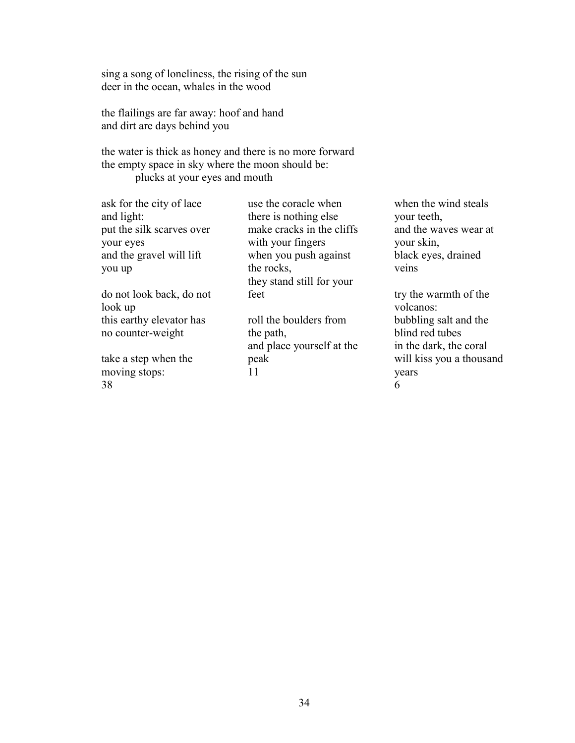sing a song of loneliness, the rising of the sun
deer in the ocean, whales in the wood

the flailings are far away: hoof and hand
and dirt are days behind you

the water is thick as honey and there is no more forward
the empty space in sky where the moon should be:
  plucks at your eyes and mouth

ask for the city of lace
and light:
put the silk scarves over
your eyes
and the gravel will lift
you up

do not look back, do not
look up
this earthy elevator has
no counter-weight

take a step when the
moving stops:
38

use the coracle when
there is nothing else
make cracks in the cliffs
with your fingers
when you push against
the rocks,
they stand still for your
feet

roll the boulders from
the path,
and place yourself at the
peak
11

when the wind steals
your teeth,
and the waves wear at
your skin,
black eyes, drained
veins

try the warmth of the
volcanos:
bubbling salt and the
blind red tubes
in the dark, the coral
will kiss you a thousand
years
6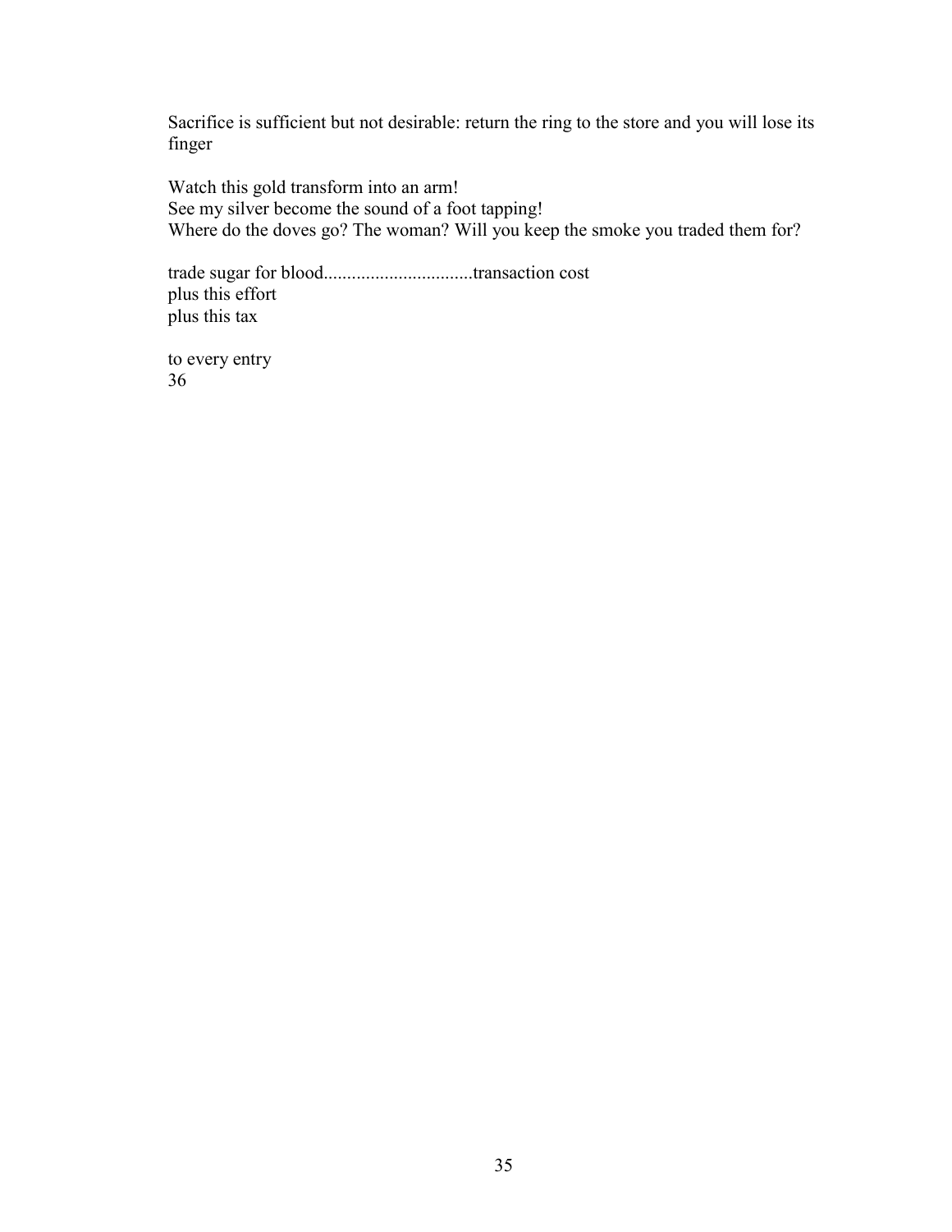Sacrifice is sufficient but not desirable: return the ring to the store and you will lose its finger

Watch this gold transform into an arm!
See my silver become the sound of a foot tapping!
Where do the doves go? The woman? Will you keep the smoke you traded them for?

trade sugar for blood...............................transaction cost
plus this effort
plus this tax

to every entry
36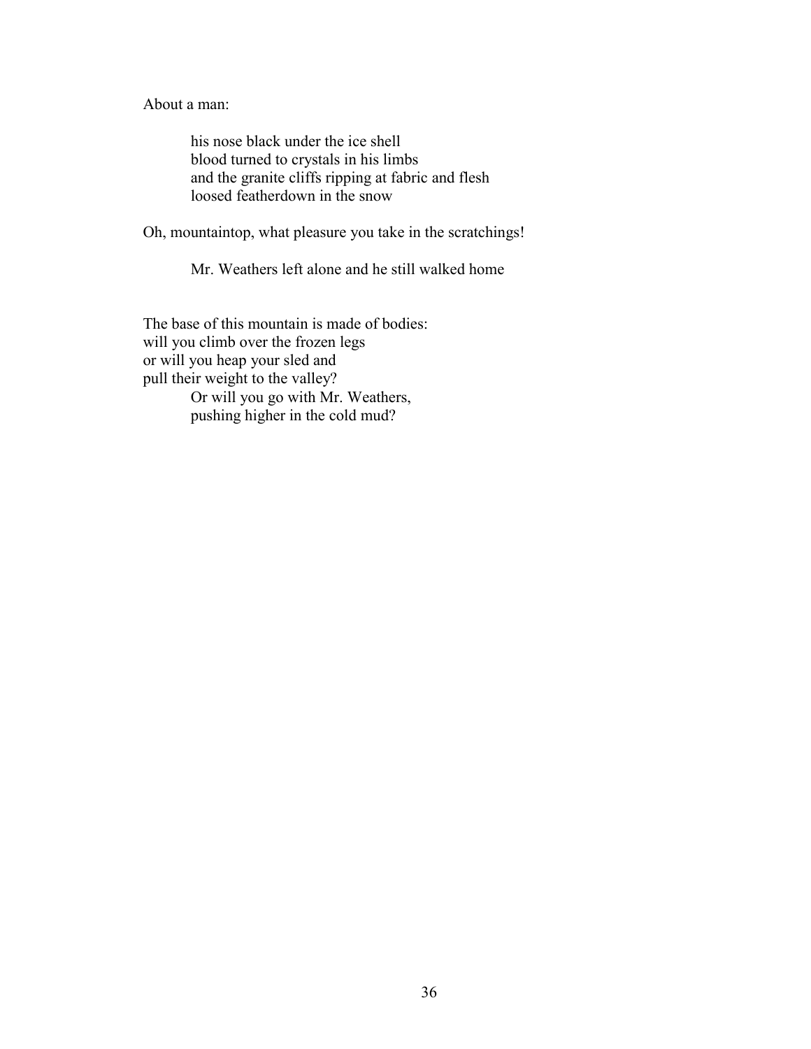About a man:

> his nose black under the ice shell  
> blood turned to crystals in his limbs  
> and the granite cliffs ripping at fabric and flesh  
> loosed featherdown in the snow

Oh, mountaintop, what pleasure you take in the scratchings!

> Mr. Weathers left alone and he still walked home

The base of this mountain is made of bodies:  
will you climb over the frozen legs  
or will you heap your sled and  
pull their weight to the valley?

> Or will you go with Mr. Weathers,  
> pushing higher in the cold mud?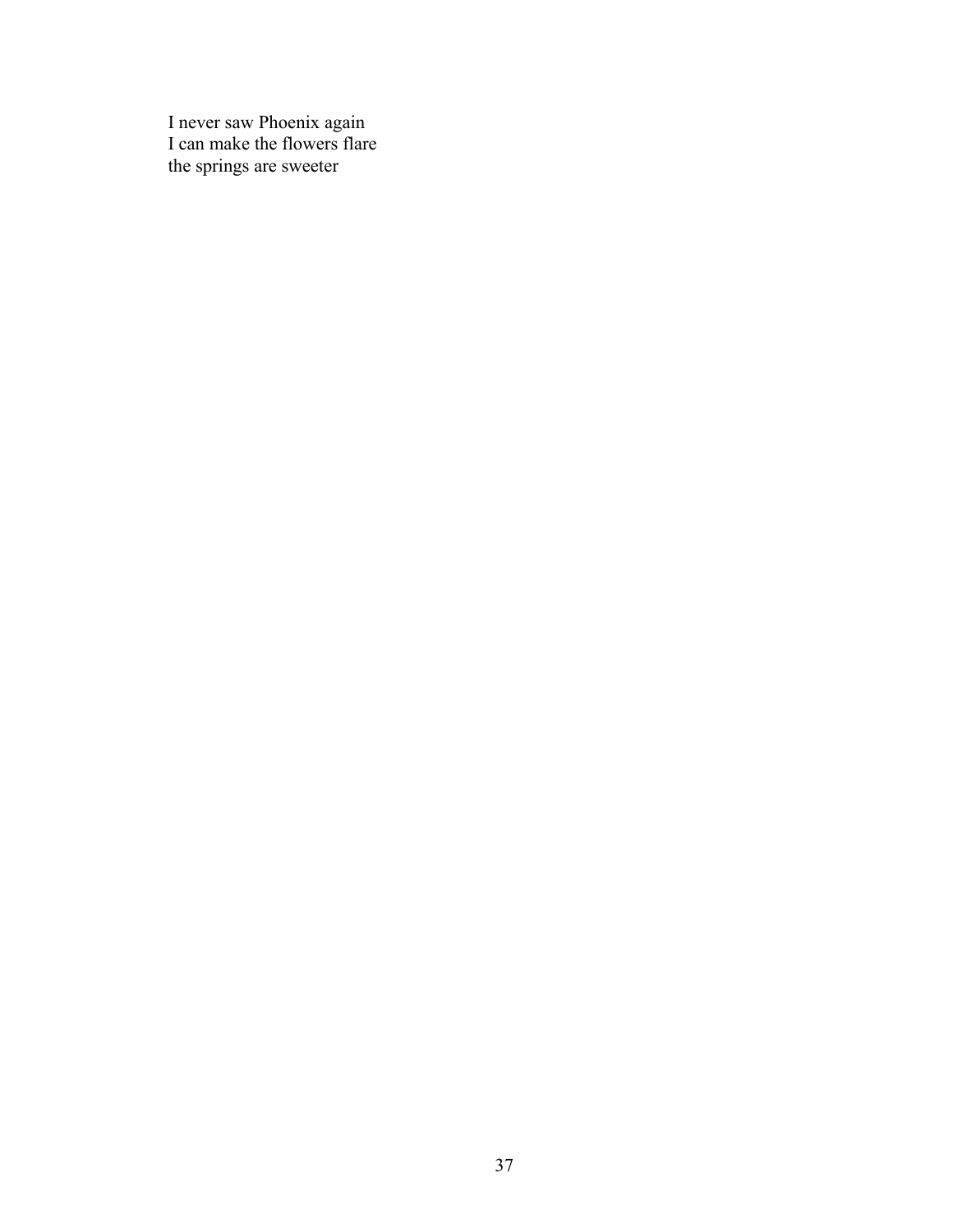I never saw Phoenix again  
I can make the flowers flare  
the springs are sweeter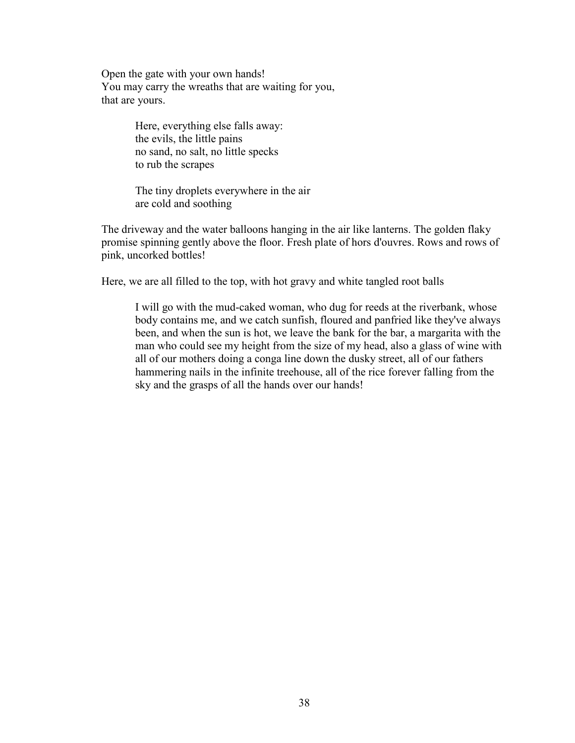Open the gate with your own hands!  
You may carry the wreaths that are waiting for you,  
that are yours.

> Here, everything else falls away:  
> the evils, the little pains  
> no sand, no salt, no little specks  
> to rub the scrapes
>
> The tiny droplets everywhere in the air  
> are cold and soothing

The driveway and the water balloons hanging in the air like lanterns. The golden flaky promise spinning gently above the floor. Fresh plate of hors d'ouvres. Rows and rows of pink, uncorked bottles!

Here, we are all filled to the top, with hot gravy and white tangled root balls

> I will go with the mud-caked woman, who dug for reeds at the riverbank, whose body contains me, and we catch sunfish, floured and panfried like they've always been, and when the sun is hot, we leave the bank for the bar, a margarita with the man who could see my height from the size of my head, also a glass of wine with all of our mothers doing a conga line down the dusky street, all of our fathers hammering nails in the infinite treehouse, all of the rice forever falling from the sky and the grasps of all the hands over our hands!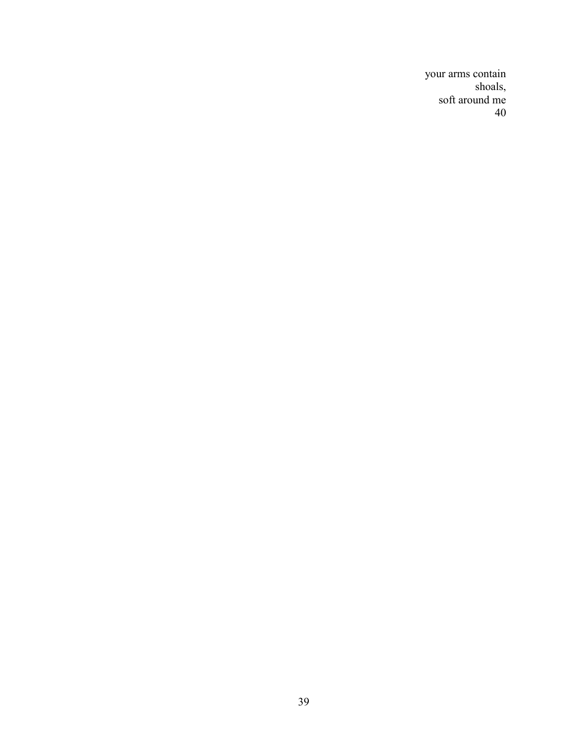your arms contain
shoals,
soft around me
40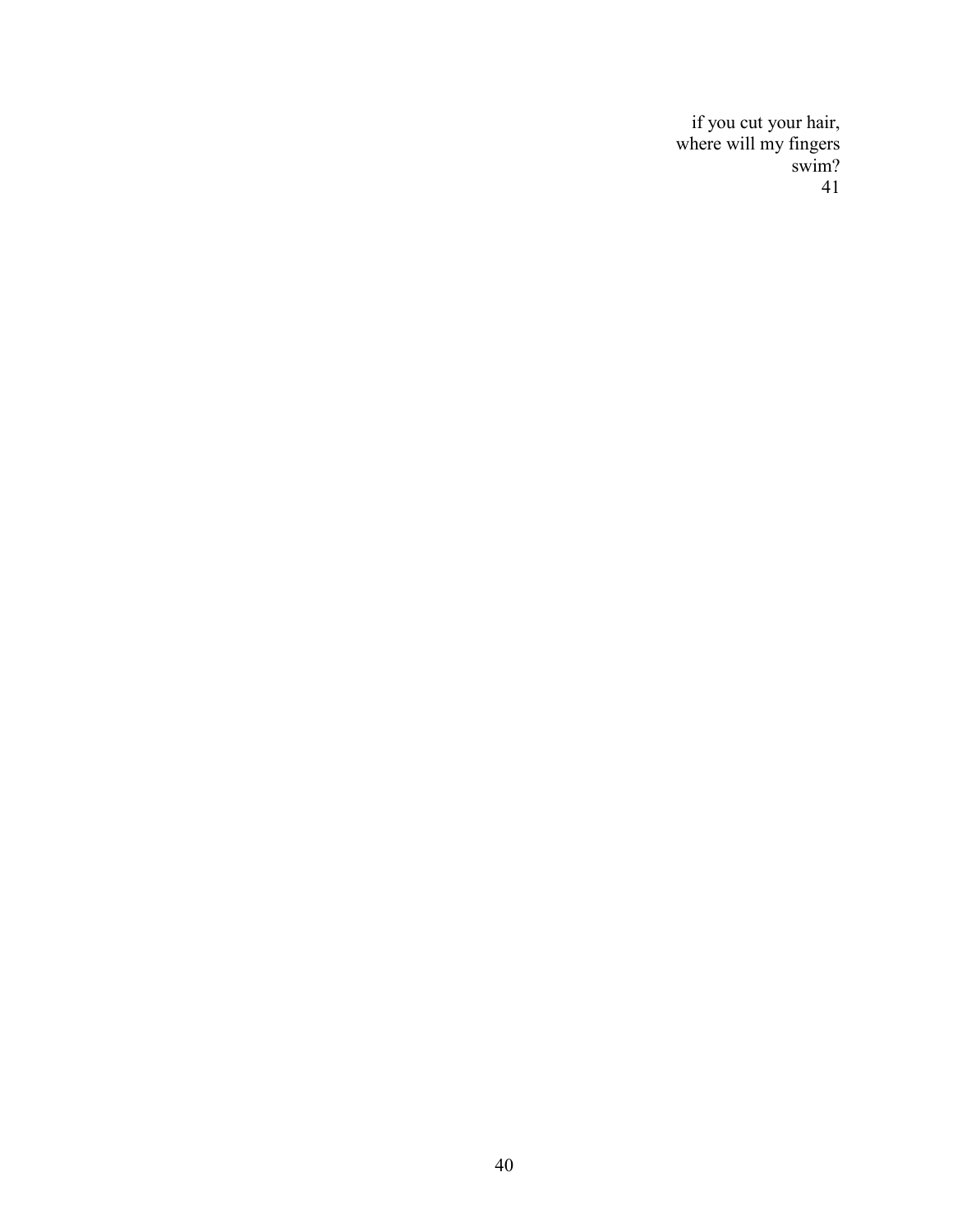if you cut your hair,
where will my fingers
swim?
41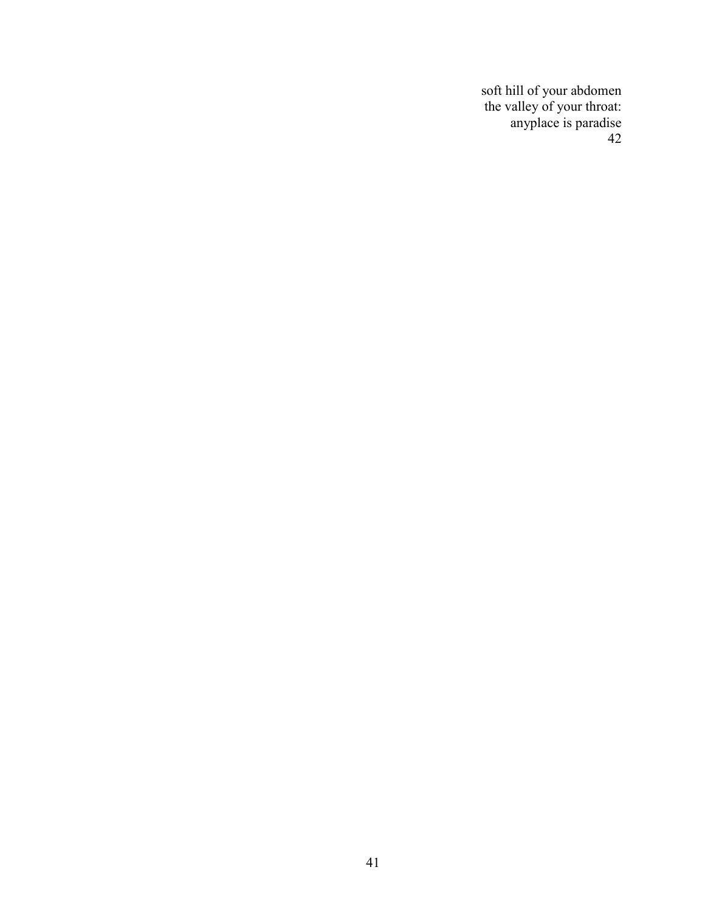soft hill of your abdomen  
the valley of your throat:  
anyplace is paradise  
42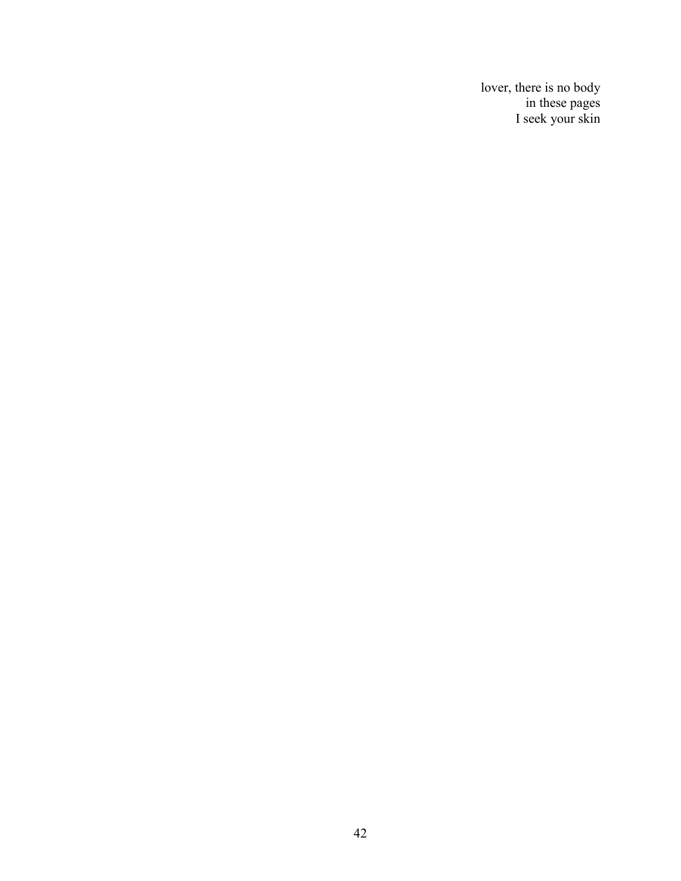lover, there is no body
in these pages
I seek your skin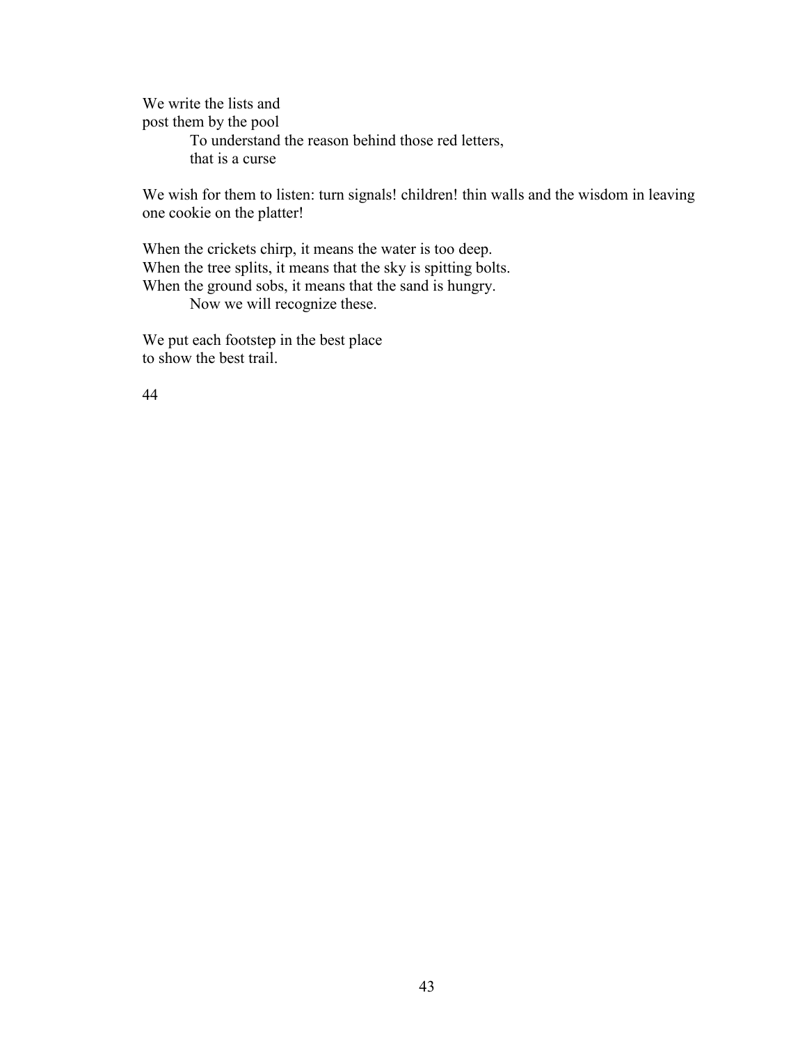We write the lists and
post them by the pool
To understand the reason behind those red letters,
that is a curse

We wish for them to listen: turn signals! children! thin walls and the wisdom in leaving one cookie on the platter!

When the crickets chirp, it means the water is too deep.
When the tree splits, it means that the sky is spitting bolts.
When the ground sobs, it means that the sand is hungry.
Now we will recognize these.

We put each footstep in the best place
to show the best trail.

44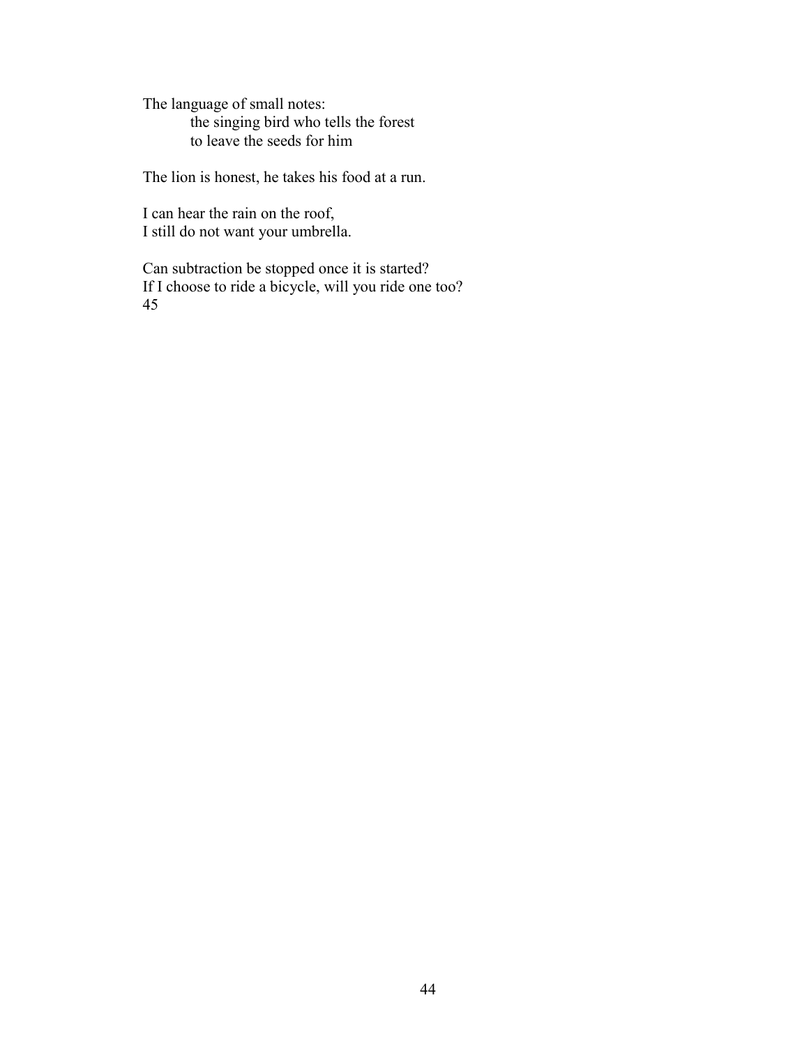The language of small notes:
　　the singing bird who tells the forest
　　to leave the seeds for him

The lion is honest, he takes his food at a run.

I can hear the rain on the roof,
I still do not want your umbrella.

Can subtraction be stopped once it is started?
If I choose to ride a bicycle, will you ride one too?
45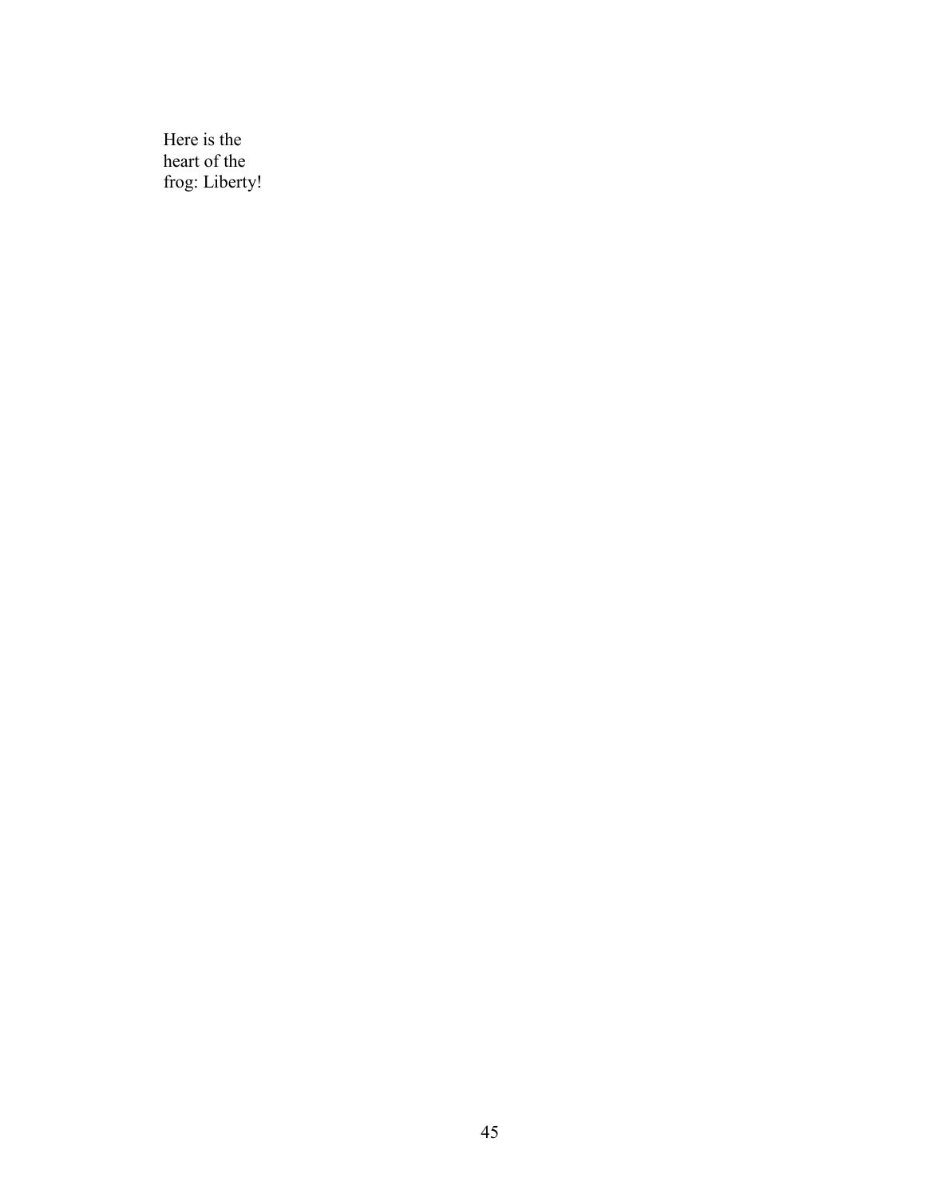Here is the
heart of the
frog: Liberty!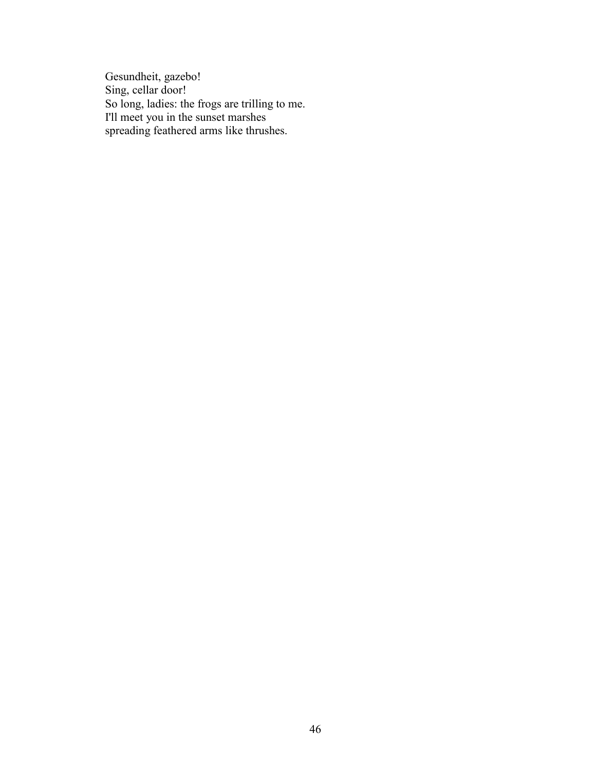Gesundheit, gazebo!
Sing, cellar door!
So long, ladies: the frogs are trilling to me.
I'll meet you in the sunset marshes
spreading feathered arms like thrushes.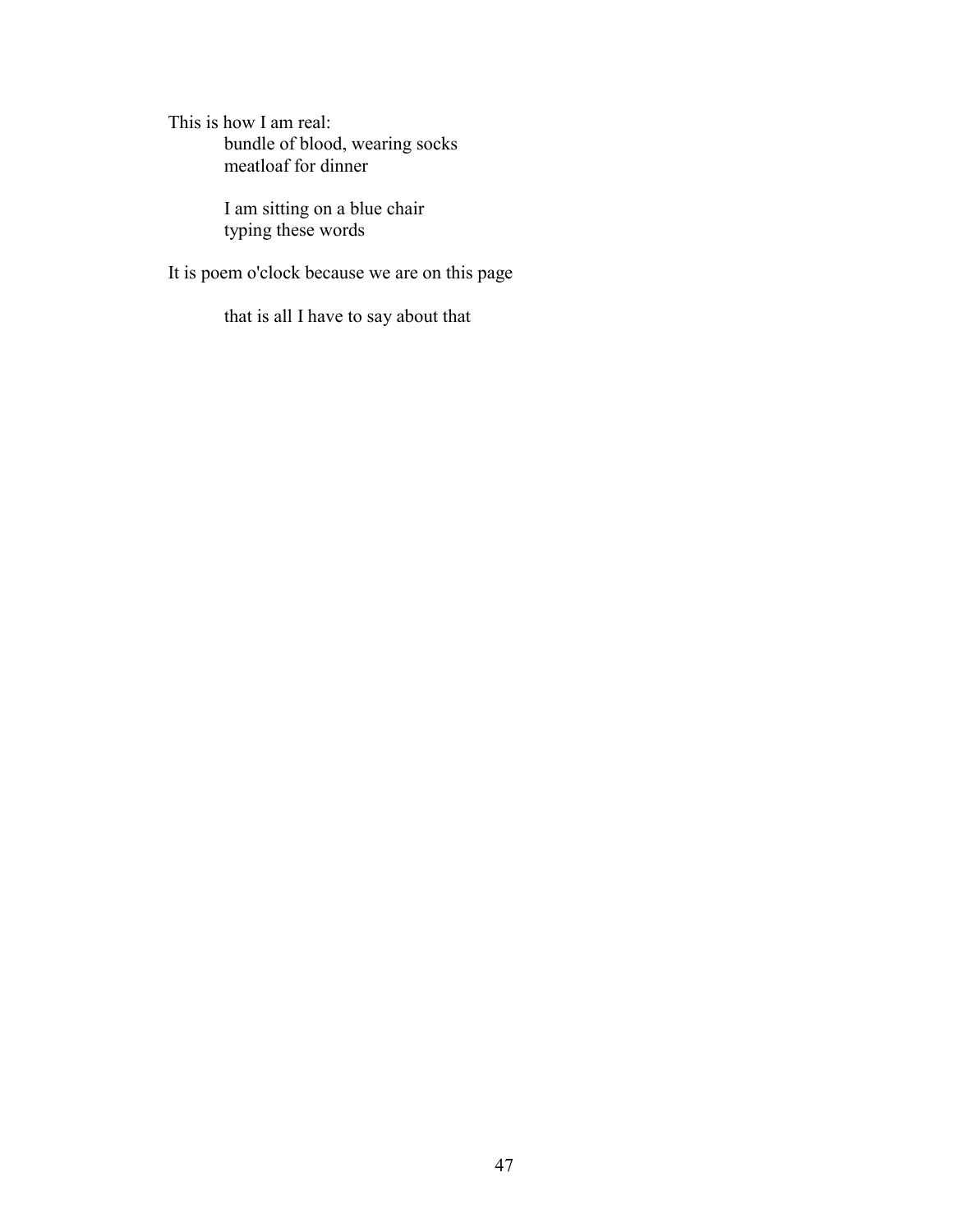This is how I am real:

bundle of blood, wearing socks
meatloaf for dinner

I am sitting on a blue chair
typing these words

It is poem o'clock because we are on this page

that is all I have to say about that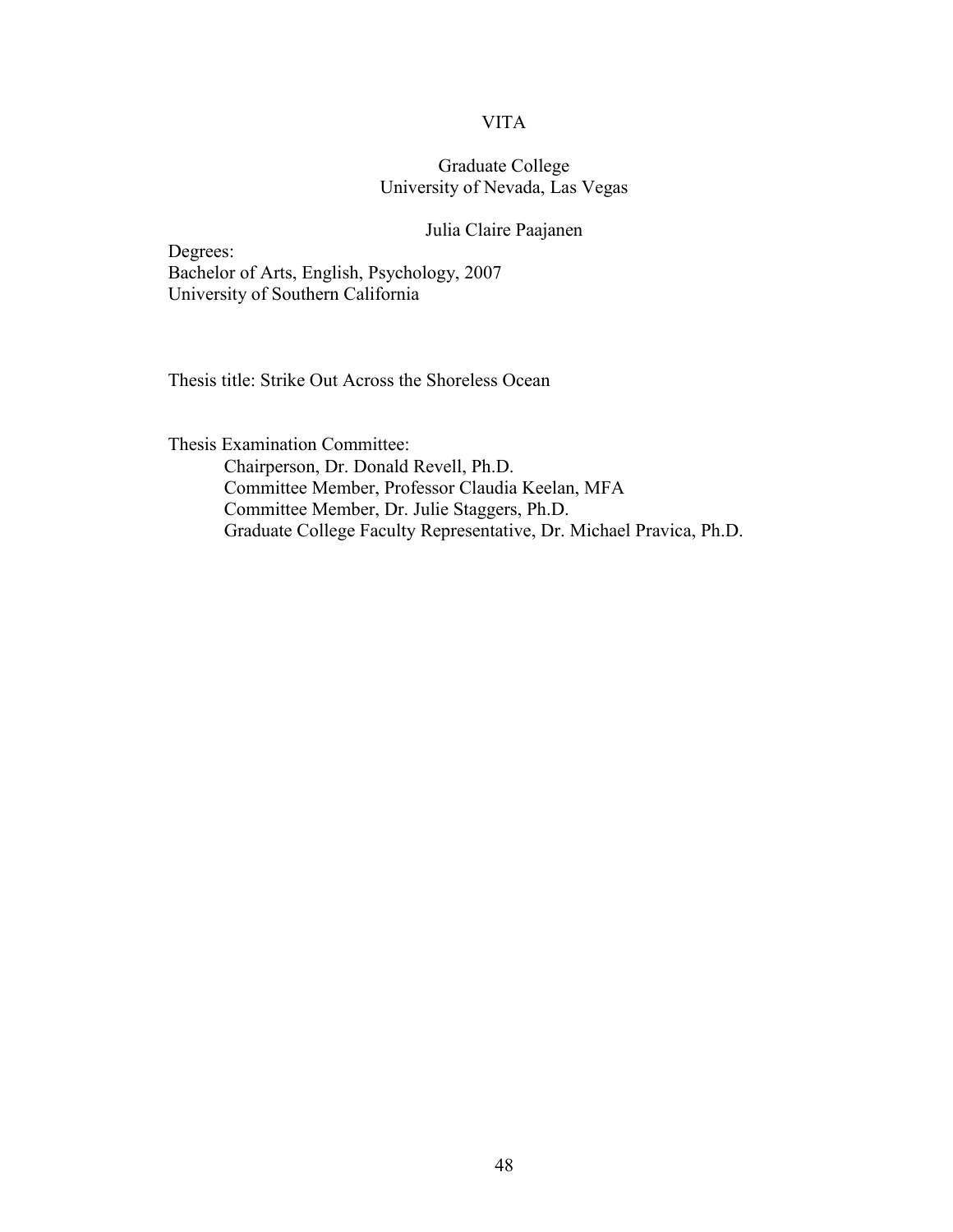# VITA

Graduate College
University of Nevada, Las Vegas

Julia Claire Paajanen

Degrees:
Bachelor of Arts, English, Psychology, 2007
University of Southern California

Thesis title: Strike Out Across the Shoreless Ocean

Thesis Examination Committee:
- Chairperson, Dr. Donald Revell, Ph.D.
- Committee Member, Professor Claudia Keelan, MFA
- Committee Member, Dr. Julie Staggers, Ph.D.
- Graduate College Faculty Representative, Dr. Michael Pravica, Ph.D.